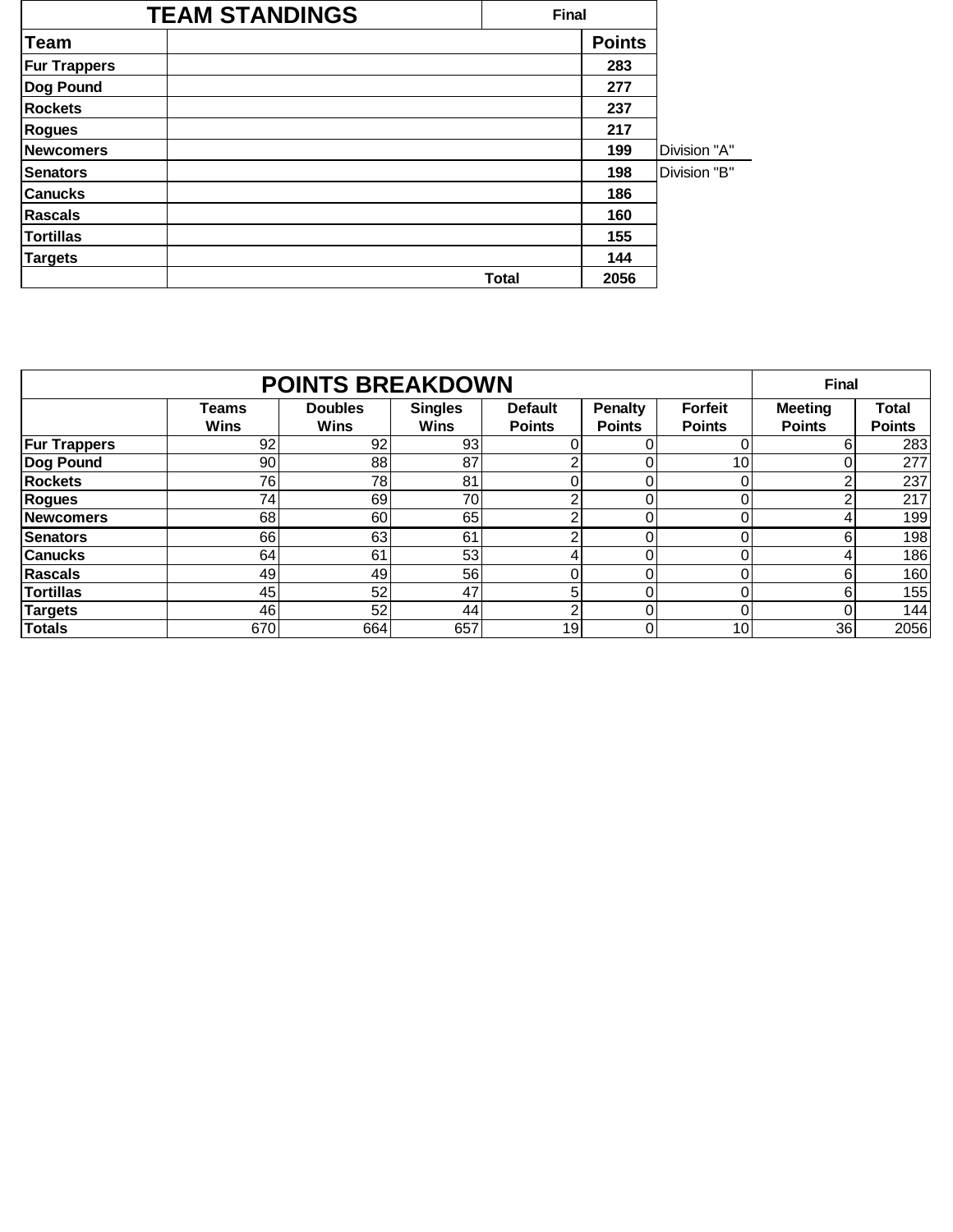## TEAM STANDINGS

| Team | | Points | |
|---|---|---|---|
| | Final | | |
| Fur Trappers | | 283 | |
| Dog Pound | | 277 | |
| Rockets | | 237 | |
| Rogues | | 217 | |
| Newcomers | | 199 | Division "A" |
| Senators | | 198 | Division "B" |
| Canucks | | 186 | |
| Rascals | | 160 | |
| Tortillas | | 155 | |
| Targets | | 144 | |
| | Total | 2056 | |

## POINTS BREAKDOWN

Final

| | Teams Wins | Doubles Wins | Singles Wins | Default Points | Penalty Points | Forfeit Points | Meeting Points | Total Points |
|---|---|---|---|---|---|---|---|---|
| Fur Trappers | 92 | 92 | 93 | 0 | 0 | 0 | 6 | 283 |
| Dog Pound | 90 | 88 | 87 | 2 | 0 | 10 | 0 | 277 |
| Rockets | 76 | 78 | 81 | 0 | 0 | 0 | 2 | 237 |
| Rogues | 74 | 69 | 70 | 2 | 0 | 0 | 2 | 217 |
| Newcomers | 68 | 60 | 65 | 2 | 0 | 0 | 4 | 199 |
| Senators | 66 | 63 | 61 | 2 | 0 | 0 | 6 | 198 |
| Canucks | 64 | 61 | 53 | 4 | 0 | 0 | 4 | 186 |
| Rascals | 49 | 49 | 56 | 0 | 0 | 0 | 6 | 160 |
| Tortillas | 45 | 52 | 47 | 5 | 0 | 0 | 6 | 155 |
| Targets | 46 | 52 | 44 | 2 | 0 | 0 | 0 | 144 |
| Totals | 670 | 664 | 657 | 19 | 0 | 10 | 36 | 2056 |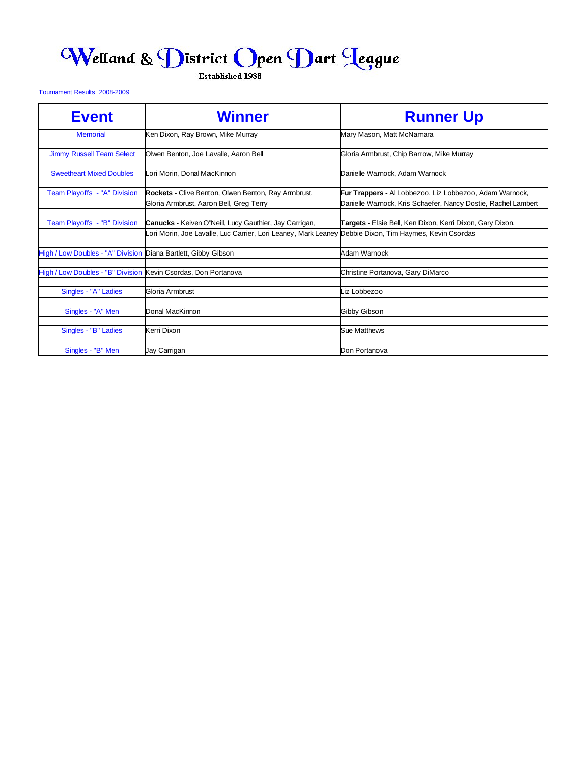# Welland & District Open Dart League

Established 1988

Tournament Results 2008-2009

| Event | Winner | Runner Up |
|---|---|---|
| Memorial | Ken Dixon, Ray Brown, Mike Murray | Mary Mason, Matt McNamara |
| Jimmy Russell Team Select | Olwen Benton, Joe Lavalle, Aaron Bell | Gloria Armbrust, Chip Barrow, Mike Murray |
| Sweetheart Mixed Doubles | Lori Morin, Donal MacKinnon | Danielle Warnock, Adam Warnock |
| Team Playoffs - "A" Division | **Rockets -** Clive Benton, Olwen Benton, Ray Armbrust, Gloria Armbrust, Aaron Bell, Greg Terry | **Fur Trappers -** Al Lobbezoo, Liz Lobbezoo, Adam Warnock, Danielle Warnock, Kris Schaefer, Nancy Dostie, Rachel Lambert |
| Team Playoffs - "B" Division | **Canucks -** Keiven O'Neill, Lucy Gauthier, Jay Carrigan, Lori Morin, Joe Lavalle, Luc Carrier, Lori Leaney, Mark Leaney | **Targets -** Elsie Bell, Ken Dixon, Kerri Dixon, Gary Dixon, Debbie Dixon, Tim Haymes, Kevin Csordas |
| High / Low Doubles - "A" Division | Diana Bartlett, Gibby Gibson | Adam Warnock |
| High / Low Doubles - "B" Division | Kevin Csordas, Don Portanova | Christine Portanova, Gary DiMarco |
| Singles - "A" Ladies | Gloria Armbrust | Liz Lobbezoo |
| Singles - "A" Men | Donal MacKinnon | Gibby Gibson |
| Singles - "B" Ladies | Kerri Dixon | Sue Matthews |
| Singles - "B" Men | Jay Carrigan | Don Portanova |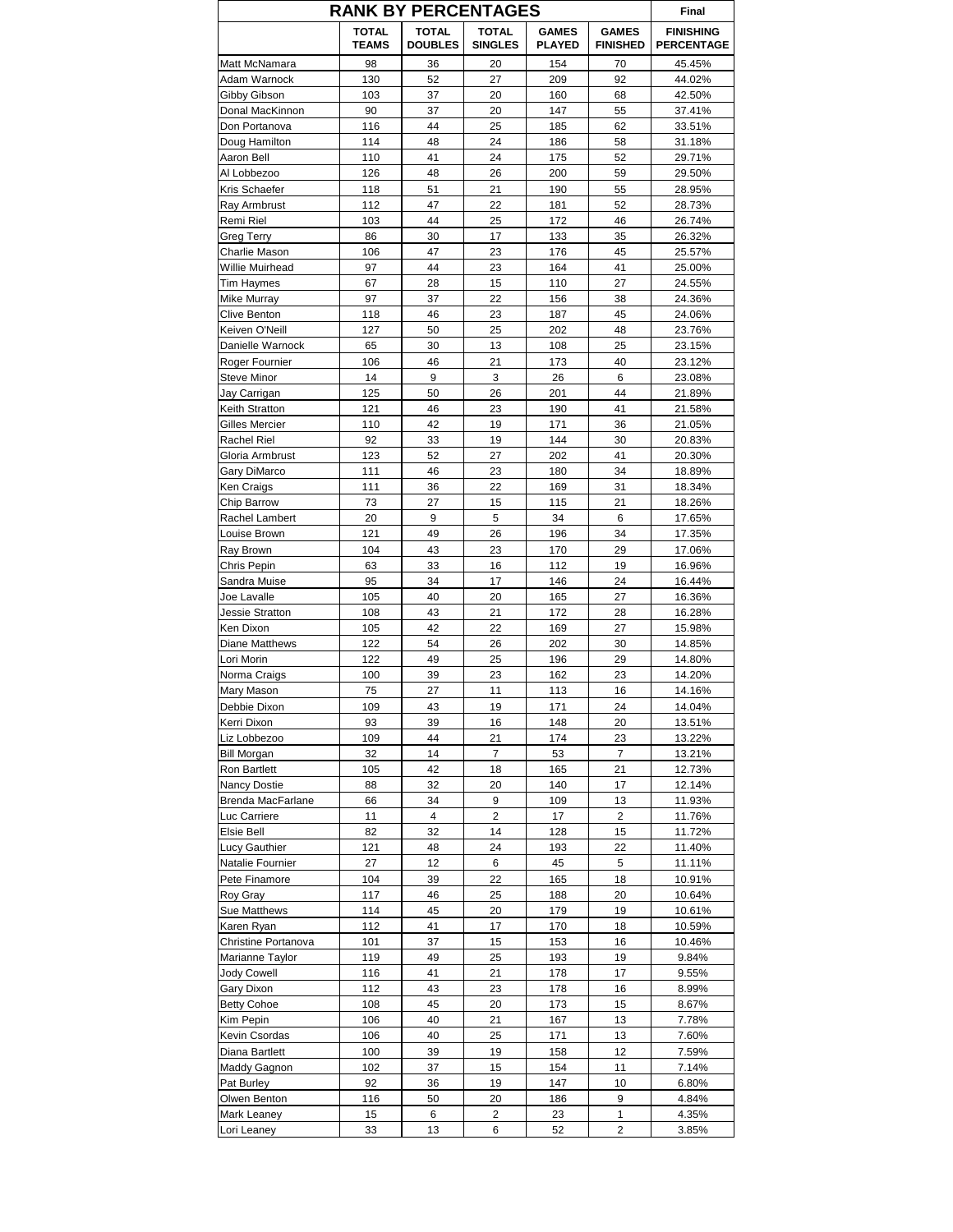| RANK BY PERCENTAGES | | | | | | Final |
|---|---|---|---|---|---|---|
| | TOTAL TEAMS | TOTAL DOUBLES | TOTAL SINGLES | GAMES PLAYED | GAMES FINISHED | FINISHING PERCENTAGE |
| Matt McNamara | 98 | 36 | 20 | 154 | 70 | 45.45% |
| Adam Warnock | 130 | 52 | 27 | 209 | 92 | 44.02% |
| Gibby Gibson | 103 | 37 | 20 | 160 | 68 | 42.50% |
| Donal MacKinnon | 90 | 37 | 20 | 147 | 55 | 37.41% |
| Don Portanova | 116 | 44 | 25 | 185 | 62 | 33.51% |
| Doug Hamilton | 114 | 48 | 24 | 186 | 58 | 31.18% |
| Aaron Bell | 110 | 41 | 24 | 175 | 52 | 29.71% |
| Al Lobbezoo | 126 | 48 | 26 | 200 | 59 | 29.50% |
| Kris Schaefer | 118 | 51 | 21 | 190 | 55 | 28.95% |
| Ray Armbrust | 112 | 47 | 22 | 181 | 52 | 28.73% |
| Remi Riel | 103 | 44 | 25 | 172 | 46 | 26.74% |
| Greg Terry | 86 | 30 | 17 | 133 | 35 | 26.32% |
| Charlie Mason | 106 | 47 | 23 | 176 | 45 | 25.57% |
| Willie Muirhead | 97 | 44 | 23 | 164 | 41 | 25.00% |
| Tim Haymes | 67 | 28 | 15 | 110 | 27 | 24.55% |
| Mike Murray | 97 | 37 | 22 | 156 | 38 | 24.36% |
| Clive Benton | 118 | 46 | 23 | 187 | 45 | 24.06% |
| Keiven O'Neill | 127 | 50 | 25 | 202 | 48 | 23.76% |
| Danielle Warnock | 65 | 30 | 13 | 108 | 25 | 23.15% |
| Roger Fournier | 106 | 46 | 21 | 173 | 40 | 23.12% |
| Steve Minor | 14 | 9 | 3 | 26 | 6 | 23.08% |
| Jay Carrigan | 125 | 50 | 26 | 201 | 44 | 21.89% |
| Keith Stratton | 121 | 46 | 23 | 190 | 41 | 21.58% |
| Gilles Mercier | 110 | 42 | 19 | 171 | 36 | 21.05% |
| Rachel Riel | 92 | 33 | 19 | 144 | 30 | 20.83% |
| Gloria Armbrust | 123 | 52 | 27 | 202 | 41 | 20.30% |
| Gary DiMarco | 111 | 46 | 23 | 180 | 34 | 18.89% |
| Ken Craigs | 111 | 36 | 22 | 169 | 31 | 18.34% |
| Chip Barrow | 73 | 27 | 15 | 115 | 21 | 18.26% |
| Rachel Lambert | 20 | 9 | 5 | 34 | 6 | 17.65% |
| Louise Brown | 121 | 49 | 26 | 196 | 34 | 17.35% |
| Ray Brown | 104 | 43 | 23 | 170 | 29 | 17.06% |
| Chris Pepin | 63 | 33 | 16 | 112 | 19 | 16.96% |
| Sandra Muise | 95 | 34 | 17 | 146 | 24 | 16.44% |
| Joe Lavalle | 105 | 40 | 20 | 165 | 27 | 16.36% |
| Jessie Stratton | 108 | 43 | 21 | 172 | 28 | 16.28% |
| Ken Dixon | 105 | 42 | 22 | 169 | 27 | 15.98% |
| Diane Matthews | 122 | 54 | 26 | 202 | 30 | 14.85% |
| Lori Morin | 122 | 49 | 25 | 196 | 29 | 14.80% |
| Norma Craigs | 100 | 39 | 23 | 162 | 23 | 14.20% |
| Mary Mason | 75 | 27 | 11 | 113 | 16 | 14.16% |
| Debbie Dixon | 109 | 43 | 19 | 171 | 24 | 14.04% |
| Kerri Dixon | 93 | 39 | 16 | 148 | 20 | 13.51% |
| Liz Lobbezoo | 109 | 44 | 21 | 174 | 23 | 13.22% |
| Bill Morgan | 32 | 14 | 7 | 53 | 7 | 13.21% |
| Ron Bartlett | 105 | 42 | 18 | 165 | 21 | 12.73% |
| Nancy Dostie | 88 | 32 | 20 | 140 | 17 | 12.14% |
| Brenda MacFarlane | 66 | 34 | 9 | 109 | 13 | 11.93% |
| Luc Carriere | 11 | 4 | 2 | 17 | 2 | 11.76% |
| Elsie Bell | 82 | 32 | 14 | 128 | 15 | 11.72% |
| Lucy Gauthier | 121 | 48 | 24 | 193 | 22 | 11.40% |
| Natalie Fournier | 27 | 12 | 6 | 45 | 5 | 11.11% |
| Pete Finamore | 104 | 39 | 22 | 165 | 18 | 10.91% |
| Roy Gray | 117 | 46 | 25 | 188 | 20 | 10.64% |
| Sue Matthews | 114 | 45 | 20 | 179 | 19 | 10.61% |
| Karen Ryan | 112 | 41 | 17 | 170 | 18 | 10.59% |
| Christine Portanova | 101 | 37 | 15 | 153 | 16 | 10.46% |
| Marianne Taylor | 119 | 49 | 25 | 193 | 19 | 9.84% |
| Jody Cowell | 116 | 41 | 21 | 178 | 17 | 9.55% |
| Gary Dixon | 112 | 43 | 23 | 178 | 16 | 8.99% |
| Betty Cohoe | 108 | 45 | 20 | 173 | 15 | 8.67% |
| Kim Pepin | 106 | 40 | 21 | 167 | 13 | 7.78% |
| Kevin Csordas | 106 | 40 | 25 | 171 | 13 | 7.60% |
| Diana Bartlett | 100 | 39 | 19 | 158 | 12 | 7.59% |
| Maddy Gagnon | 102 | 37 | 15 | 154 | 11 | 7.14% |
| Pat Burley | 92 | 36 | 19 | 147 | 10 | 6.80% |
| Olwen Benton | 116 | 50 | 20 | 186 | 9 | 4.84% |
| Mark Leaney | 15 | 6 | 2 | 23 | 1 | 4.35% |
| Lori Leaney | 33 | 13 | 6 | 52 | 2 | 3.85% |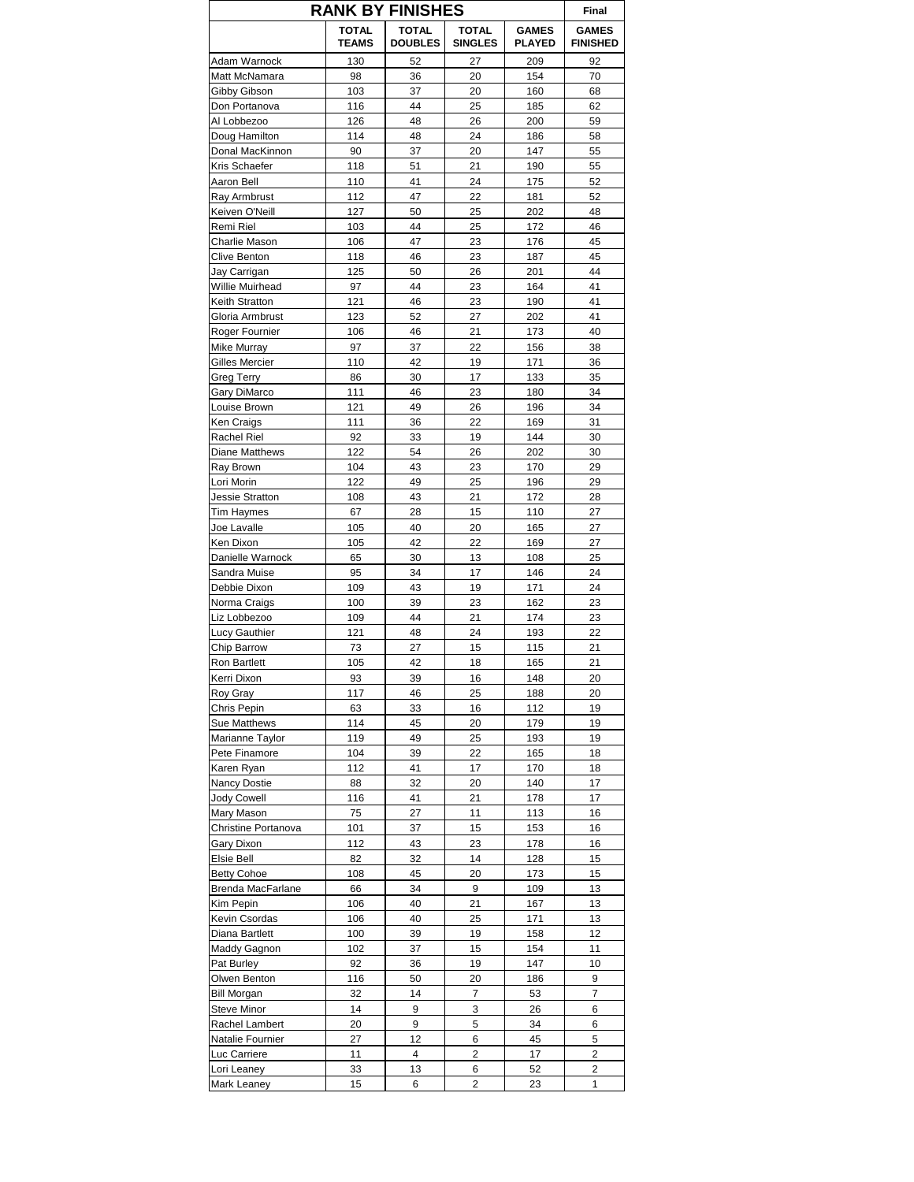| RANK BY FINISHES | | | | | Final |
|---|---|---|---|---|---|
| | TOTAL TEAMS | TOTAL DOUBLES | TOTAL SINGLES | GAMES PLAYED | GAMES FINISHED |
| Adam Warnock | 130 | 52 | 27 | 209 | 92 |
| Matt McNamara | 98 | 36 | 20 | 154 | 70 |
| Gibby Gibson | 103 | 37 | 20 | 160 | 68 |
| Don Portanova | 116 | 44 | 25 | 185 | 62 |
| Al Lobbezoo | 126 | 48 | 26 | 200 | 59 |
| Doug Hamilton | 114 | 48 | 24 | 186 | 58 |
| Donal MacKinnon | 90 | 37 | 20 | 147 | 55 |
| Kris Schaefer | 118 | 51 | 21 | 190 | 55 |
| Aaron Bell | 110 | 41 | 24 | 175 | 52 |
| Ray Armbrust | 112 | 47 | 22 | 181 | 52 |
| Keiven O'Neill | 127 | 50 | 25 | 202 | 48 |
| Remi Riel | 103 | 44 | 25 | 172 | 46 |
| Charlie Mason | 106 | 47 | 23 | 176 | 45 |
| Clive Benton | 118 | 46 | 23 | 187 | 45 |
| Jay Carrigan | 125 | 50 | 26 | 201 | 44 |
| Willie Muirhead | 97 | 44 | 23 | 164 | 41 |
| Keith Stratton | 121 | 46 | 23 | 190 | 41 |
| Gloria Armbrust | 123 | 52 | 27 | 202 | 41 |
| Roger Fournier | 106 | 46 | 21 | 173 | 40 |
| Mike Murray | 97 | 37 | 22 | 156 | 38 |
| Gilles Mercier | 110 | 42 | 19 | 171 | 36 |
| Greg Terry | 86 | 30 | 17 | 133 | 35 |
| Gary DiMarco | 111 | 46 | 23 | 180 | 34 |
| Louise Brown | 121 | 49 | 26 | 196 | 34 |
| Ken Craigs | 111 | 36 | 22 | 169 | 31 |
| Rachel Riel | 92 | 33 | 19 | 144 | 30 |
| Diane Matthews | 122 | 54 | 26 | 202 | 30 |
| Ray Brown | 104 | 43 | 23 | 170 | 29 |
| Lori Morin | 122 | 49 | 25 | 196 | 29 |
| Jessie Stratton | 108 | 43 | 21 | 172 | 28 |
| Tim Haymes | 67 | 28 | 15 | 110 | 27 |
| Joe Lavalle | 105 | 40 | 20 | 165 | 27 |
| Ken Dixon | 105 | 42 | 22 | 169 | 27 |
| Danielle Warnock | 65 | 30 | 13 | 108 | 25 |
| Sandra Muise | 95 | 34 | 17 | 146 | 24 |
| Debbie Dixon | 109 | 43 | 19 | 171 | 24 |
| Norma Craigs | 100 | 39 | 23 | 162 | 23 |
| Liz Lobbezoo | 109 | 44 | 21 | 174 | 23 |
| Lucy Gauthier | 121 | 48 | 24 | 193 | 22 |
| Chip Barrow | 73 | 27 | 15 | 115 | 21 |
| Ron Bartlett | 105 | 42 | 18 | 165 | 21 |
| Kerri Dixon | 93 | 39 | 16 | 148 | 20 |
| Roy Gray | 117 | 46 | 25 | 188 | 20 |
| Chris Pepin | 63 | 33 | 16 | 112 | 19 |
| Sue Matthews | 114 | 45 | 20 | 179 | 19 |
| Marianne Taylor | 119 | 49 | 25 | 193 | 19 |
| Pete Finamore | 104 | 39 | 22 | 165 | 18 |
| Karen Ryan | 112 | 41 | 17 | 170 | 18 |
| Nancy Dostie | 88 | 32 | 20 | 140 | 17 |
| Jody Cowell | 116 | 41 | 21 | 178 | 17 |
| Mary Mason | 75 | 27 | 11 | 113 | 16 |
| Christine Portanova | 101 | 37 | 15 | 153 | 16 |
| Gary Dixon | 112 | 43 | 23 | 178 | 16 |
| Elsie Bell | 82 | 32 | 14 | 128 | 15 |
| Betty Cohoe | 108 | 45 | 20 | 173 | 15 |
| Brenda MacFarlane | 66 | 34 | 9 | 109 | 13 |
| Kim Pepin | 106 | 40 | 21 | 167 | 13 |
| Kevin Csordas | 106 | 40 | 25 | 171 | 13 |
| Diana Bartlett | 100 | 39 | 19 | 158 | 12 |
| Maddy Gagnon | 102 | 37 | 15 | 154 | 11 |
| Pat Burley | 92 | 36 | 19 | 147 | 10 |
| Olwen Benton | 116 | 50 | 20 | 186 | 9 |
| Bill Morgan | 32 | 14 | 7 | 53 | 7 |
| Steve Minor | 14 | 9 | 3 | 26 | 6 |
| Rachel Lambert | 20 | 9 | 5 | 34 | 6 |
| Natalie Fournier | 27 | 12 | 6 | 45 | 5 |
| Luc Carriere | 11 | 4 | 2 | 17 | 2 |
| Lori Leaney | 33 | 13 | 6 | 52 | 2 |
| Mark Leaney | 15 | 6 | 2 | 23 | 1 |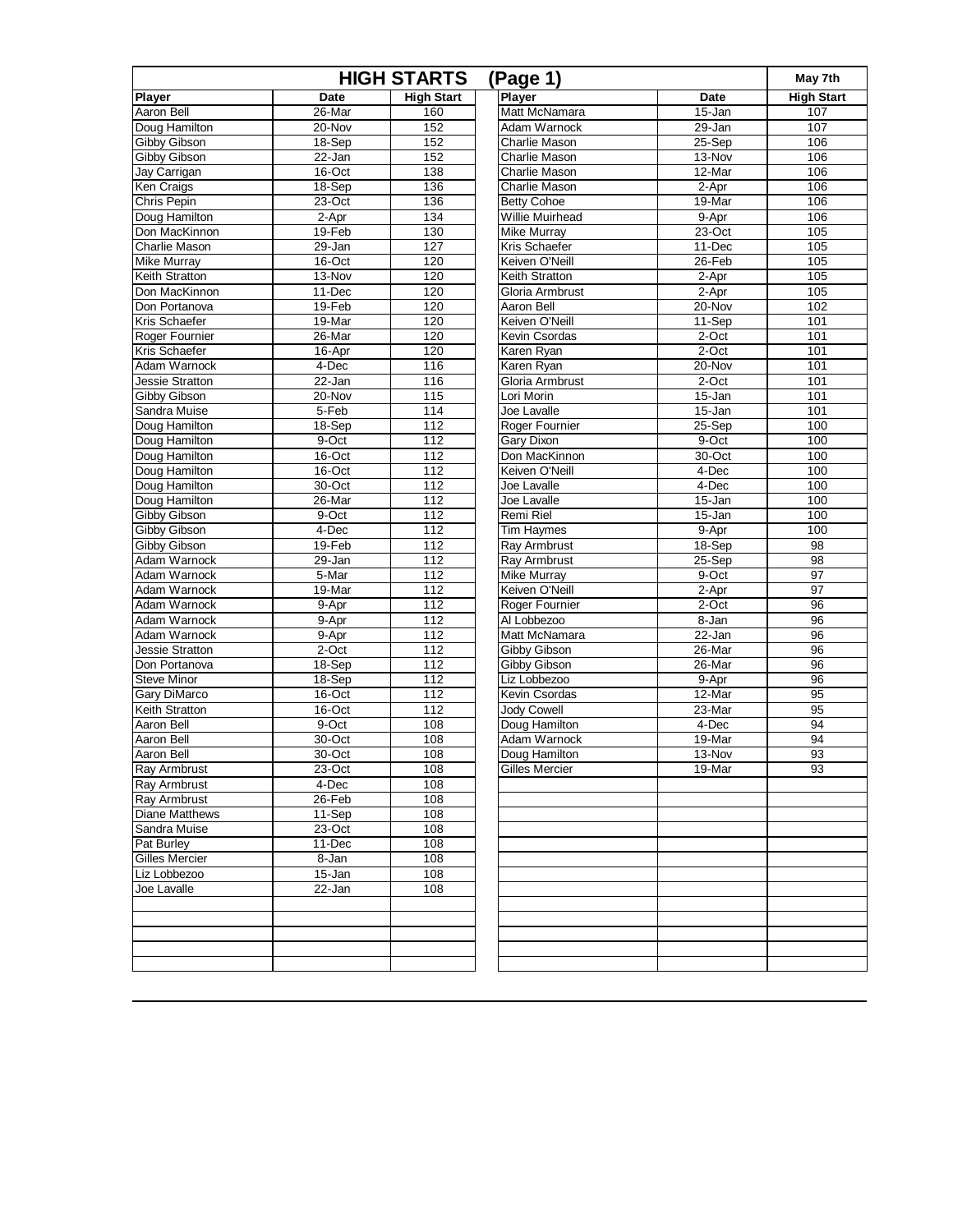# HIGH STARTS (Page 1)

May 7th

| Player | Date | High Start |
|---|---|---|
| Aaron Bell | 26-Mar | 160 |
| Doug Hamilton | 20-Nov | 152 |
| Gibby Gibson | 18-Sep | 152 |
| Gibby Gibson | 22-Jan | 152 |
| Jay Carrigan | 16-Oct | 138 |
| Ken Craigs | 18-Sep | 136 |
| Chris Pepin | 23-Oct | 136 |
| Doug Hamilton | 2-Apr | 134 |
| Don MacKinnon | 19-Feb | 130 |
| Charlie Mason | 29-Jan | 127 |
| Mike Murray | 16-Oct | 120 |
| Keith Stratton | 13-Nov | 120 |
| Don MacKinnon | 11-Dec | 120 |
| Don Portanova | 19-Feb | 120 |
| Kris Schaefer | 19-Mar | 120 |
| Roger Fournier | 26-Mar | 120 |
| Kris Schaefer | 16-Apr | 120 |
| Adam Warnock | 4-Dec | 116 |
| Jessie Stratton | 22-Jan | 116 |
| Gibby Gibson | 20-Nov | 115 |
| Sandra Muise | 5-Feb | 114 |
| Doug Hamilton | 18-Sep | 112 |
| Doug Hamilton | 9-Oct | 112 |
| Doug Hamilton | 16-Oct | 112 |
| Doug Hamilton | 16-Oct | 112 |
| Doug Hamilton | 30-Oct | 112 |
| Doug Hamilton | 26-Mar | 112 |
| Gibby Gibson | 9-Oct | 112 |
| Gibby Gibson | 4-Dec | 112 |
| Gibby Gibson | 19-Feb | 112 |
| Adam Warnock | 29-Jan | 112 |
| Adam Warnock | 5-Mar | 112 |
| Adam Warnock | 19-Mar | 112 |
| Adam Warnock | 9-Apr | 112 |
| Adam Warnock | 9-Apr | 112 |
| Adam Warnock | 9-Apr | 112 |
| Jessie Stratton | 2-Oct | 112 |
| Don Portanova | 18-Sep | 112 |
| Steve Minor | 18-Sep | 112 |
| Gary DiMarco | 16-Oct | 112 |
| Keith Stratton | 16-Oct | 112 |
| Aaron Bell | 9-Oct | 108 |
| Aaron Bell | 30-Oct | 108 |
| Aaron Bell | 30-Oct | 108 |
| Ray Armbrust | 23-Oct | 108 |
| Ray Armbrust | 4-Dec | 108 |
| Ray Armbrust | 26-Feb | 108 |
| Diane Matthews | 11-Sep | 108 |
| Sandra Muise | 23-Oct | 108 |
| Pat Burley | 11-Dec | 108 |
| Gilles Mercier | 8-Jan | 108 |
| Liz Lobbezoo | 15-Jan | 108 |
| Joe Lavalle | 22-Jan | 108 |
| Matt McNamara | 15-Jan | 107 |
| Adam Warnock | 29-Jan | 107 |
| Charlie Mason | 25-Sep | 106 |
| Charlie Mason | 13-Nov | 106 |
| Charlie Mason | 12-Mar | 106 |
| Charlie Mason | 2-Apr | 106 |
| Betty Cohoe | 19-Mar | 106 |
| Willie Muirhead | 9-Apr | 106 |
| Mike Murray | 23-Oct | 105 |
| Kris Schaefer | 11-Dec | 105 |
| Keiven O'Neill | 26-Feb | 105 |
| Keith Stratton | 2-Apr | 105 |
| Gloria Armbrust | 2-Apr | 105 |
| Aaron Bell | 20-Nov | 102 |
| Keiven O'Neill | 11-Sep | 101 |
| Kevin Csordas | 2-Oct | 101 |
| Karen Ryan | 2-Oct | 101 |
| Karen Ryan | 20-Nov | 101 |
| Gloria Armbrust | 2-Oct | 101 |
| Lori Morin | 15-Jan | 101 |
| Joe Lavalle | 15-Jan | 101 |
| Roger Fournier | 25-Sep | 100 |
| Gary Dixon | 9-Oct | 100 |
| Don MacKinnon | 30-Oct | 100 |
| Keiven O'Neill | 4-Dec | 100 |
| Joe Lavalle | 4-Dec | 100 |
| Joe Lavalle | 15-Jan | 100 |
| Remi Riel | 15-Jan | 100 |
| Tim Haymes | 9-Apr | 100 |
| Ray Armbrust | 18-Sep | 98 |
| Ray Armbrust | 25-Sep | 98 |
| Mike Murray | 9-Oct | 97 |
| Keiven O'Neill | 2-Apr | 97 |
| Roger Fournier | 2-Oct | 96 |
| Al Lobbezoo | 8-Jan | 96 |
| Matt McNamara | 22-Jan | 96 |
| Gibby Gibson | 26-Mar | 96 |
| Gibby Gibson | 26-Mar | 96 |
| Liz Lobbezoo | 9-Apr | 96 |
| Kevin Csordas | 12-Mar | 95 |
| Jody Cowell | 23-Mar | 95 |
| Doug Hamilton | 4-Dec | 94 |
| Adam Warnock | 19-Mar | 94 |
| Doug Hamilton | 13-Nov | 93 |
| Gilles Mercier | 19-Mar | 93 |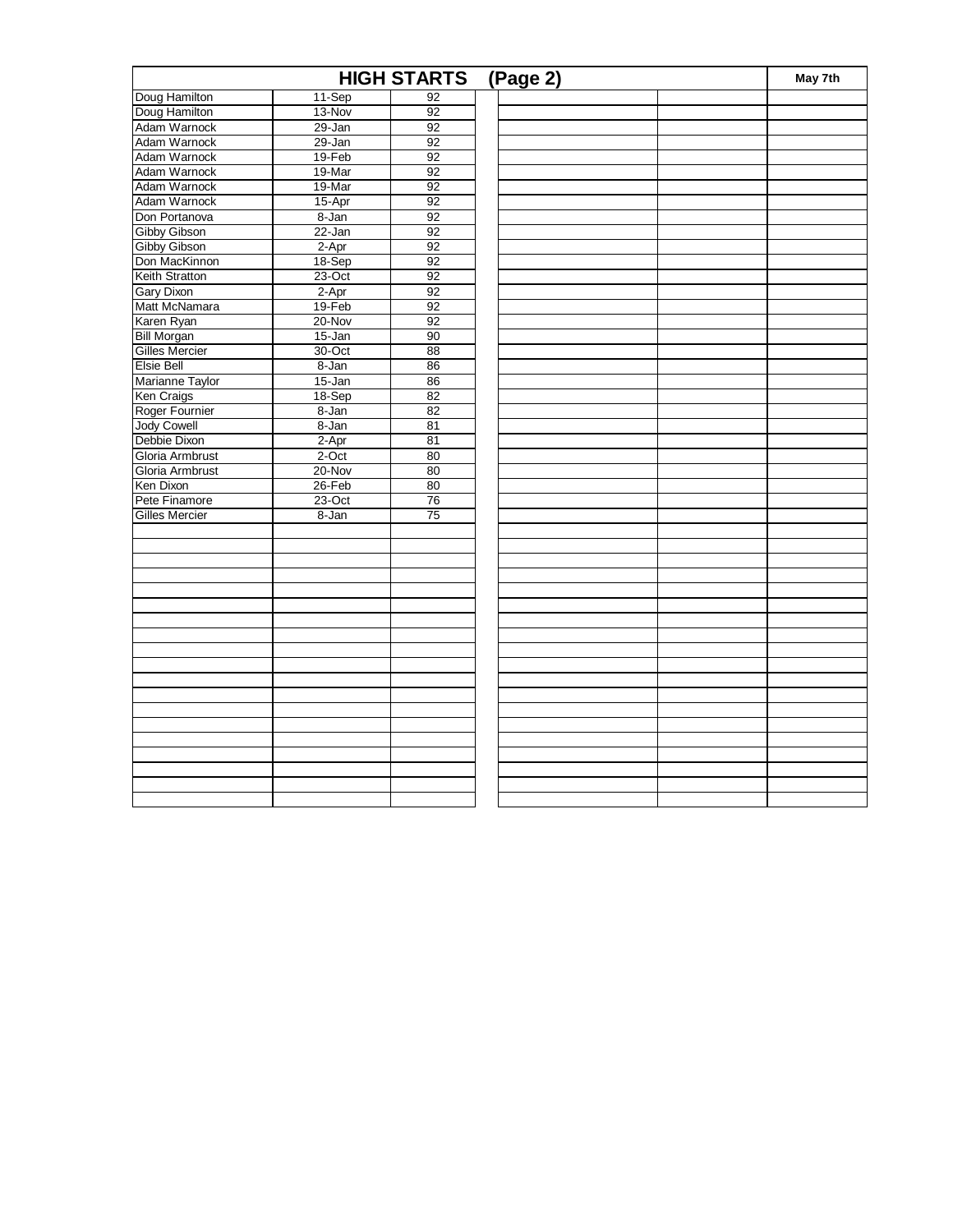## HIGH STARTS (Page 2)

May 7th

| Name | Date | Score |
|---|---|---|
| Doug Hamilton | 11-Sep | 92 |
| Doug Hamilton | 13-Nov | 92 |
| Adam Warnock | 29-Jan | 92 |
| Adam Warnock | 29-Jan | 92 |
| Adam Warnock | 19-Feb | 92 |
| Adam Warnock | 19-Mar | 92 |
| Adam Warnock | 19-Mar | 92 |
| Adam Warnock | 15-Apr | 92 |
| Don Portanova | 8-Jan | 92 |
| Gibby Gibson | 22-Jan | 92 |
| Gibby Gibson | 2-Apr | 92 |
| Don MacKinnon | 18-Sep | 92 |
| Keith Stratton | 23-Oct | 92 |
| Gary Dixon | 2-Apr | 92 |
| Matt McNamara | 19-Feb | 92 |
| Karen Ryan | 20-Nov | 92 |
| Bill Morgan | 15-Jan | 90 |
| Gilles Mercier | 30-Oct | 88 |
| Elsie Bell | 8-Jan | 86 |
| Marianne Taylor | 15-Jan | 86 |
| Ken Craigs | 18-Sep | 82 |
| Roger Fournier | 8-Jan | 82 |
| Jody Cowell | 8-Jan | 81 |
| Debbie Dixon | 2-Apr | 81 |
| Gloria Armbrust | 2-Oct | 80 |
| Gloria Armbrust | 20-Nov | 80 |
| Ken Dixon | 26-Feb | 80 |
| Pete Finamore | 23-Oct | 76 |
| Gilles Mercier | 8-Jan | 75 |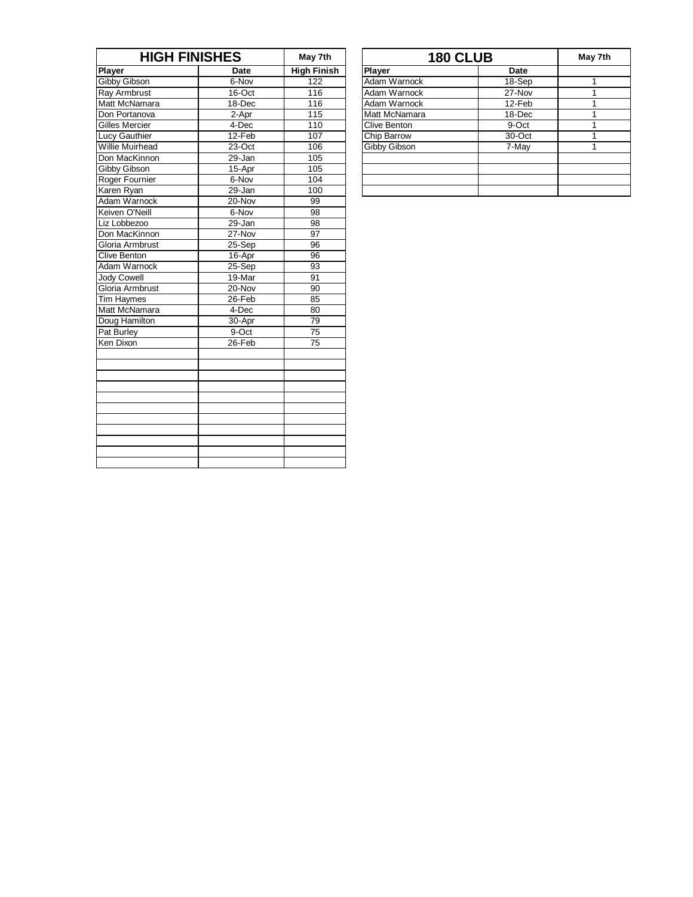| HIGH FINISHES | | May 7th |
| --- | --- | --- |
| **Player** | **Date** | **High Finish** |
| Gibby Gibson | 6-Nov | 122 |
| Ray Armbrust | 16-Oct | 116 |
| Matt McNamara | 18-Dec | 116 |
| Don Portanova | 2-Apr | 115 |
| Gilles Mercier | 4-Dec | 110 |
| Lucy Gauthier | 12-Feb | 107 |
| Willie Muirhead | 23-Oct | 106 |
| Don MacKinnon | 29-Jan | 105 |
| Gibby Gibson | 15-Apr | 105 |
| Roger Fournier | 6-Nov | 104 |
| Karen Ryan | 29-Jan | 100 |
| Adam Warnock | 20-Nov | 99 |
| Keiven O'Neill | 6-Nov | 98 |
| Liz Lobbezoo | 29-Jan | 98 |
| Don MacKinnon | 27-Nov | 97 |
| Gloria Armbrust | 25-Sep | 96 |
| Clive Benton | 16-Apr | 96 |
| Adam Warnock | 25-Sep | 93 |
| Jody Cowell | 19-Mar | 91 |
| Gloria Armbrust | 20-Nov | 90 |
| Tim Haymes | 26-Feb | 85 |
| Matt McNamara | 4-Dec | 80 |
| Doug Hamilton | 30-Apr | 79 |
| Pat Burley | 9-Oct | 75 |
| Ken Dixon | 26-Feb | 75 |

| 180 CLUB | | May 7th |
| --- | --- | --- |
| **Player** | **Date** | |
| Adam Warnock | 18-Sep | 1 |
| Adam Warnock | 27-Nov | 1 |
| Adam Warnock | 12-Feb | 1 |
| Matt McNamara | 18-Dec | 1 |
| Clive Benton | 9-Oct | 1 |
| Chip Barrow | 30-Oct | 1 |
| Gibby Gibson | 7-May | 1 |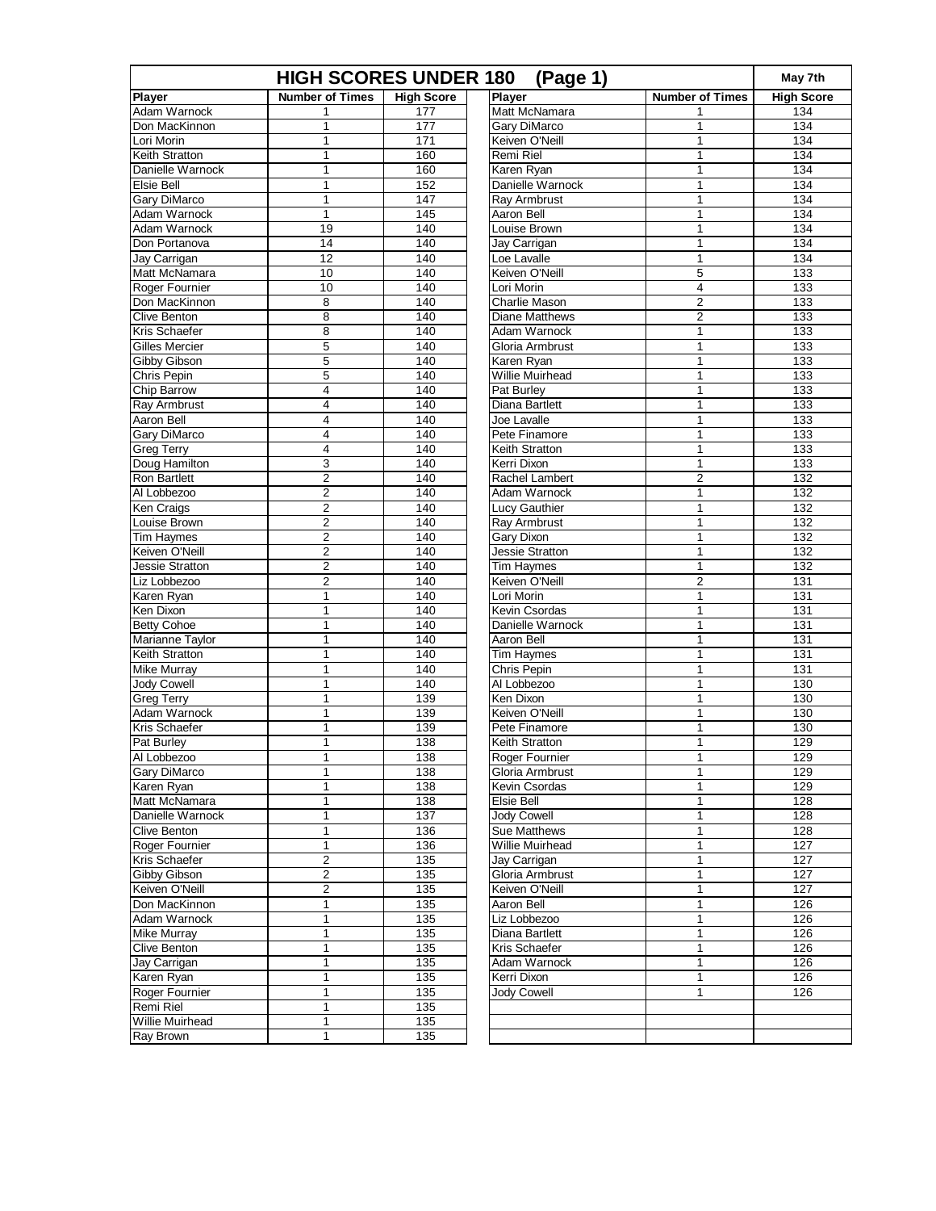# HIGH SCORES UNDER 180 (Page 1)

May 7th

| Player | Number of Times | High Score | Player | Number of Times | High Score |
|---|---|---|---|---|---|
| Adam Warnock | 1 | 177 | Matt McNamara | 1 | 134 |
| Don MacKinnon | 1 | 177 | Gary DiMarco | 1 | 134 |
| Lori Morin | 1 | 171 | Keiven O'Neill | 1 | 134 |
| Keith Stratton | 1 | 160 | Remi Riel | 1 | 134 |
| Danielle Warnock | 1 | 160 | Karen Ryan | 1 | 134 |
| Elsie Bell | 1 | 152 | Danielle Warnock | 1 | 134 |
| Gary DiMarco | 1 | 147 | Ray Armbrust | 1 | 134 |
| Adam Warnock | 1 | 145 | Aaron Bell | 1 | 134 |
| Adam Warnock | 19 | 140 | Louise Brown | 1 | 134 |
| Don Portanova | 14 | 140 | Jay Carrigan | 1 | 134 |
| Jay Carrigan | 12 | 140 | Loe Lavalle | 1 | 134 |
| Matt McNamara | 10 | 140 | Keiven O'Neill | 5 | 133 |
| Roger Fournier | 10 | 140 | Lori Morin | 4 | 133 |
| Don MacKinnon | 8 | 140 | Charlie Mason | 2 | 133 |
| Clive Benton | 8 | 140 | Diane Matthews | 2 | 133 |
| Kris Schaefer | 8 | 140 | Adam Warnock | 1 | 133 |
| Gilles Mercier | 5 | 140 | Gloria Armbrust | 1 | 133 |
| Gibby Gibson | 5 | 140 | Karen Ryan | 1 | 133 |
| Chris Pepin | 5 | 140 | Willie Muirhead | 1 | 133 |
| Chip Barrow | 4 | 140 | Pat Burley | 1 | 133 |
| Ray Armbrust | 4 | 140 | Diana Bartlett | 1 | 133 |
| Aaron Bell | 4 | 140 | Joe Lavalle | 1 | 133 |
| Gary DiMarco | 4 | 140 | Pete Finamore | 1 | 133 |
| Greg Terry | 4 | 140 | Keith Stratton | 1 | 133 |
| Doug Hamilton | 3 | 140 | Kerri Dixon | 1 | 133 |
| Ron Bartlett | 2 | 140 | Rachel Lambert | 2 | 132 |
| Al Lobbezoo | 2 | 140 | Adam Warnock | 1 | 132 |
| Ken Craigs | 2 | 140 | Lucy Gauthier | 1 | 132 |
| Louise Brown | 2 | 140 | Ray Armbrust | 1 | 132 |
| Tim Haymes | 2 | 140 | Gary Dixon | 1 | 132 |
| Keiven O'Neill | 2 | 140 | Jessie Stratton | 1 | 132 |
| Jessie Stratton | 2 | 140 | Tim Haymes | 1 | 132 |
| Liz Lobbezoo | 2 | 140 | Keiven O'Neill | 2 | 131 |
| Karen Ryan | 1 | 140 | Lori Morin | 1 | 131 |
| Ken Dixon | 1 | 140 | Kevin Csordas | 1 | 131 |
| Betty Cohoe | 1 | 140 | Danielle Warnock | 1 | 131 |
| Marianne Taylor | 1 | 140 | Aaron Bell | 1 | 131 |
| Keith Stratton | 1 | 140 | Tim Haymes | 1 | 131 |
| Mike Murray | 1 | 140 | Chris Pepin | 1 | 131 |
| Jody Cowell | 1 | 140 | Al Lobbezoo | 1 | 130 |
| Greg Terry | 1 | 139 | Ken Dixon | 1 | 130 |
| Adam Warnock | 1 | 139 | Keiven O'Neill | 1 | 130 |
| Kris Schaefer | 1 | 139 | Pete Finamore | 1 | 130 |
| Pat Burley | 1 | 138 | Keith Stratton | 1 | 129 |
| Al Lobbezoo | 1 | 138 | Roger Fournier | 1 | 129 |
| Gary DiMarco | 1 | 138 | Gloria Armbrust | 1 | 129 |
| Karen Ryan | 1 | 138 | Kevin Csordas | 1 | 129 |
| Matt McNamara | 1 | 138 | Elsie Bell | 1 | 128 |
| Danielle Warnock | 1 | 137 | Jody Cowell | 1 | 128 |
| Clive Benton | 1 | 136 | Sue Matthews | 1 | 128 |
| Roger Fournier | 1 | 136 | Willie Muirhead | 1 | 127 |
| Kris Schaefer | 2 | 135 | Jay Carrigan | 1 | 127 |
| Gibby Gibson | 2 | 135 | Gloria Armbrust | 1 | 127 |
| Keiven O'Neill | 2 | 135 | Keiven O'Neill | 1 | 127 |
| Don MacKinnon | 1 | 135 | Aaron Bell | 1 | 126 |
| Adam Warnock | 1 | 135 | Liz Lobbezoo | 1 | 126 |
| Mike Murray | 1 | 135 | Diana Bartlett | 1 | 126 |
| Clive Benton | 1 | 135 | Kris Schaefer | 1 | 126 |
| Jay Carrigan | 1 | 135 | Adam Warnock | 1 | 126 |
| Karen Ryan | 1 | 135 | Kerri Dixon | 1 | 126 |
| Roger Fournier | 1 | 135 | Jody Cowell | 1 | 126 |
| Remi Riel | 1 | 135 | | | |
| Willie Muirhead | 1 | 135 | | | |
| Ray Brown | 1 | 135 | | | |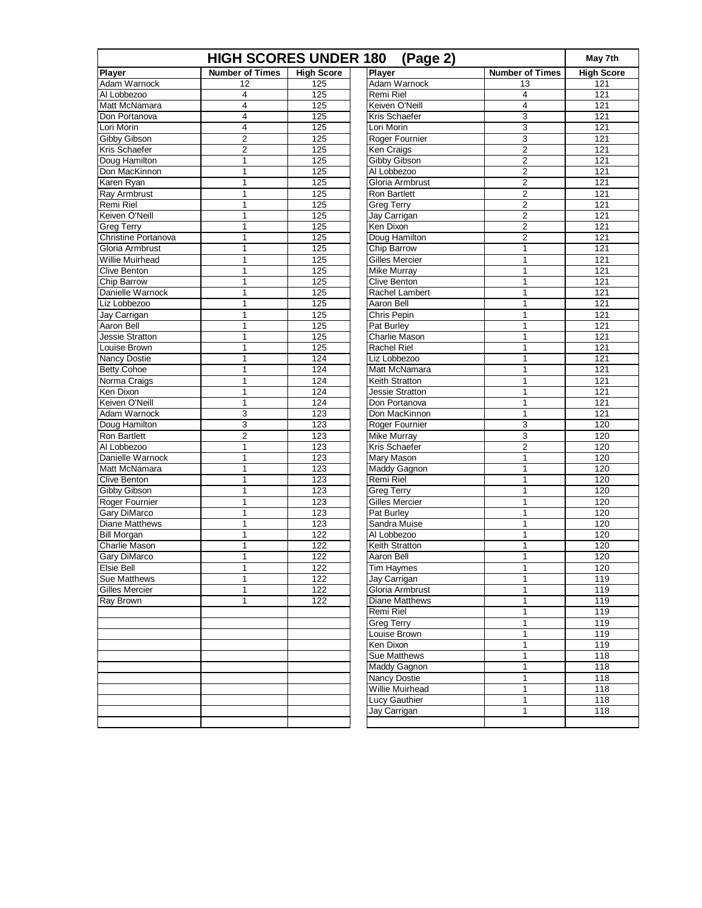# HIGH SCORES UNDER 180 (Page 2)

May 7th

| Player | Number of Times | High Score | Player | Number of Times | High Score |
|---|---|---|---|---|---|
| Adam Warnock | 12 | 125 | Adam Warnock | 13 | 121 |
| Al Lobbezoo | 4 | 125 | Remi Riel | 4 | 121 |
| Matt McNamara | 4 | 125 | Keiven O'Neill | 4 | 121 |
| Don Portanova | 4 | 125 | Kris Schaefer | 3 | 121 |
| Lori Morin | 4 | 125 | Lori Morin | 3 | 121 |
| Gibby Gibson | 2 | 125 | Roger Fournier | 3 | 121 |
| Kris Schaefer | 2 | 125 | Ken Craigs | 2 | 121 |
| Doug Hamilton | 1 | 125 | Gibby Gibson | 2 | 121 |
| Don MacKinnon | 1 | 125 | Al Lobbezoo | 2 | 121 |
| Karen Ryan | 1 | 125 | Gloria Armbrust | 2 | 121 |
| Ray Armbrust | 1 | 125 | Ron Bartlett | 2 | 121 |
| Remi Riel | 1 | 125 | Greg Terry | 2 | 121 |
| Keiven O'Neill | 1 | 125 | Jay Carrigan | 2 | 121 |
| Greg Terry | 1 | 125 | Ken Dixon | 2 | 121 |
| Christine Portanova | 1 | 125 | Doug Hamilton | 2 | 121 |
| Gloria Armbrust | 1 | 125 | Chip Barrow | 1 | 121 |
| Willie Muirhead | 1 | 125 | Gilles Mercier | 1 | 121 |
| Clive Benton | 1 | 125 | Mike Murray | 1 | 121 |
| Chip Barrow | 1 | 125 | Clive Benton | 1 | 121 |
| Danielle Warnock | 1 | 125 | Rachel Lambert | 1 | 121 |
| Liz Lobbezoo | 1 | 125 | Aaron Bell | 1 | 121 |
| Jay Carrigan | 1 | 125 | Chris Pepin | 1 | 121 |
| Aaron Bell | 1 | 125 | Pat Burley | 1 | 121 |
| Jessie Stratton | 1 | 125 | Charlie Mason | 1 | 121 |
| Louise Brown | 1 | 125 | Rachel Riel | 1 | 121 |
| Nancy Dostie | 1 | 124 | Liz Lobbezoo | 1 | 121 |
| Betty Cohoe | 1 | 124 | Matt McNamara | 1 | 121 |
| Norma Craigs | 1 | 124 | Keith Stratton | 1 | 121 |
| Ken Dixon | 1 | 124 | Jessie Stratton | 1 | 121 |
| Keiven O'Neill | 1 | 124 | Don Portanova | 1 | 121 |
| Adam Warnock | 3 | 123 | Don MacKinnon | 1 | 121 |
| Doug Hamilton | 3 | 123 | Roger Fournier | 3 | 120 |
| Ron Bartlett | 2 | 123 | Mike Murray | 3 | 120 |
| Al Lobbezoo | 1 | 123 | Kris Schaefer | 2 | 120 |
| Danielle Warnock | 1 | 123 | Mary Mason | 1 | 120 |
| Matt McNamara | 1 | 123 | Maddy Gagnon | 1 | 120 |
| Clive Benton | 1 | 123 | Remi Riel | 1 | 120 |
| Gibby Gibson | 1 | 123 | Greg Terry | 1 | 120 |
| Roger Fournier | 1 | 123 | Gilles Mercier | 1 | 120 |
| Gary DiMarco | 1 | 123 | Pat Burley | 1 | 120 |
| Diane Matthews | 1 | 123 | Sandra Muise | 1 | 120 |
| Bill Morgan | 1 | 122 | Al Lobbezoo | 1 | 120 |
| Charlie Mason | 1 | 122 | Keith Stratton | 1 | 120 |
| Gary DiMarco | 1 | 122 | Aaron Bell | 1 | 120 |
| Elsie Bell | 1 | 122 | Tim Haymes | 1 | 120 |
| Sue Matthews | 1 | 122 | Jay Carrigan | 1 | 119 |
| Gilles Mercier | 1 | 122 | Gloria Armbrust | 1 | 119 |
| Ray Brown | 1 | 122 | Diane Matthews | 1 | 119 |
| | | | Remi Riel | 1 | 119 |
| | | | Greg Terry | 1 | 119 |
| | | | Louise Brown | 1 | 119 |
| | | | Ken Dixon | 1 | 119 |
| | | | Sue Matthews | 1 | 118 |
| | | | Maddy Gagnon | 1 | 118 |
| | | | Nancy Dostie | 1 | 118 |
| | | | Willie Muirhead | 1 | 118 |
| | | | Lucy Gauthier | 1 | 118 |
| | | | Jay Carrigan | 1 | 118 |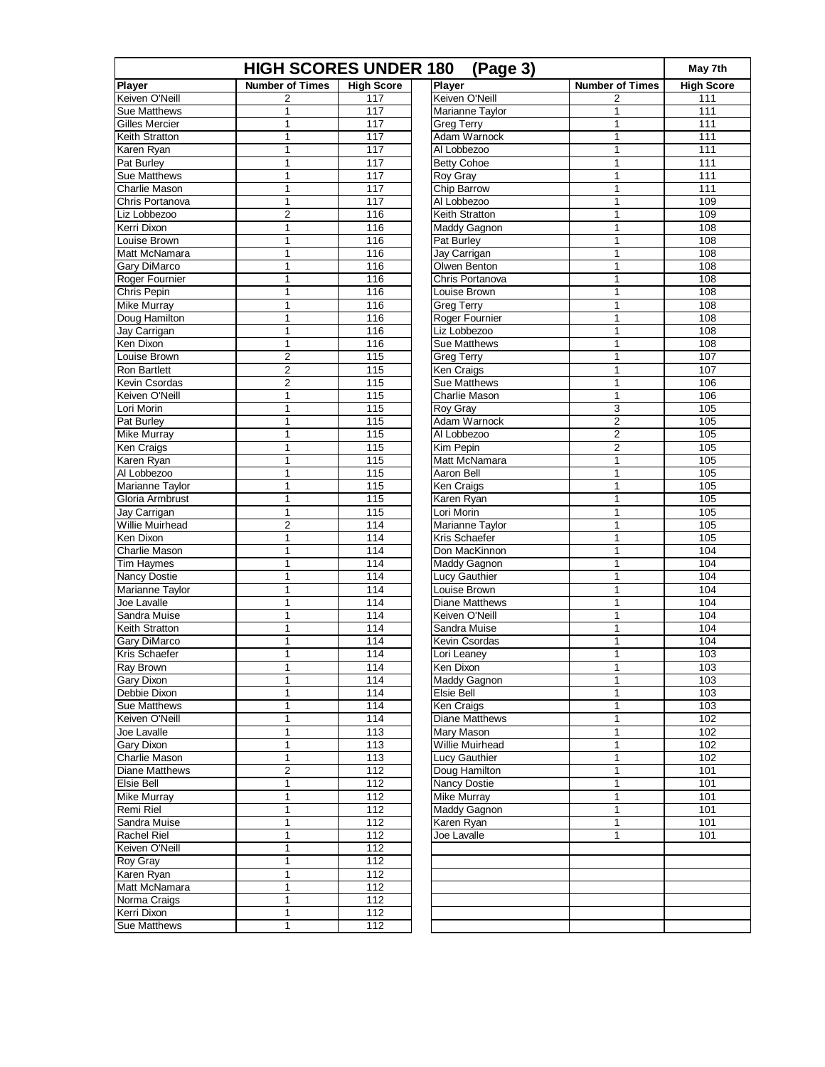# HIGH SCORES UNDER 180 (Page 3)

May 7th

| Player | Number of Times | High Score |
|---|---|---|
| Keiven O'Neill | 2 | 117 |
| Sue Matthews | 1 | 117 |
| Gilles Mercier | 1 | 117 |
| Keith Stratton | 1 | 117 |
| Karen Ryan | 1 | 117 |
| Pat Burley | 1 | 117 |
| Sue Matthews | 1 | 117 |
| Charlie Mason | 1 | 117 |
| Chris Portanova | 1 | 117 |
| Liz Lobbezoo | 2 | 116 |
| Kerri Dixon | 1 | 116 |
| Louise Brown | 1 | 116 |
| Matt McNamara | 1 | 116 |
| Gary DiMarco | 1 | 116 |
| Roger Fournier | 1 | 116 |
| Chris Pepin | 1 | 116 |
| Mike Murray | 1 | 116 |
| Doug Hamilton | 1 | 116 |
| Jay Carrigan | 1 | 116 |
| Ken Dixon | 1 | 116 |
| Louise Brown | 2 | 115 |
| Ron Bartlett | 2 | 115 |
| Kevin Csordas | 2 | 115 |
| Keiven O'Neill | 1 | 115 |
| Lori Morin | 1 | 115 |
| Pat Burley | 1 | 115 |
| Mike Murray | 1 | 115 |
| Ken Craigs | 1 | 115 |
| Karen Ryan | 1 | 115 |
| Al Lobbezoo | 1 | 115 |
| Marianne Taylor | 1 | 115 |
| Gloria Armbrust | 1 | 115 |
| Jay Carrigan | 1 | 115 |
| Willie Muirhead | 2 | 114 |
| Ken Dixon | 1 | 114 |
| Charlie Mason | 1 | 114 |
| Tim Haymes | 1 | 114 |
| Nancy Dostie | 1 | 114 |
| Marianne Taylor | 1 | 114 |
| Joe Lavalle | 1 | 114 |
| Sandra Muise | 1 | 114 |
| Keith Stratton | 1 | 114 |
| Gary DiMarco | 1 | 114 |
| Kris Schaefer | 1 | 114 |
| Ray Brown | 1 | 114 |
| Gary Dixon | 1 | 114 |
| Debbie Dixon | 1 | 114 |
| Sue Matthews | 1 | 114 |
| Keiven O'Neill | 1 | 114 |
| Joe Lavalle | 1 | 113 |
| Gary Dixon | 1 | 113 |
| Charlie Mason | 1 | 113 |
| Diane Matthews | 2 | 112 |
| Elsie Bell | 1 | 112 |
| Mike Murray | 1 | 112 |
| Remi Riel | 1 | 112 |
| Sandra Muise | 1 | 112 |
| Rachel Riel | 1 | 112 |
| Keiven O'Neill | 1 | 112 |
| Roy Gray | 1 | 112 |
| Karen Ryan | 1 | 112 |
| Matt McNamara | 1 | 112 |
| Norma Craigs | 1 | 112 |
| Kerri Dixon | 1 | 112 |
| Sue Matthews | 1 | 112 |
| Keiven O'Neill | 2 | 111 |
| Marianne Taylor | 1 | 111 |
| Greg Terry | 1 | 111 |
| Adam Warnock | 1 | 111 |
| Al Lobbezoo | 1 | 111 |
| Betty Cohoe | 1 | 111 |
| Roy Gray | 1 | 111 |
| Chip Barrow | 1 | 111 |
| Al Lobbezoo | 1 | 109 |
| Keith Stratton | 1 | 109 |
| Maddy Gagnon | 1 | 108 |
| Pat Burley | 1 | 108 |
| Jay Carrigan | 1 | 108 |
| Olwen Benton | 1 | 108 |
| Chris Portanova | 1 | 108 |
| Louise Brown | 1 | 108 |
| Greg Terry | 1 | 108 |
| Roger Fournier | 1 | 108 |
| Liz Lobbezoo | 1 | 108 |
| Sue Matthews | 1 | 108 |
| Greg Terry | 1 | 107 |
| Ken Craigs | 1 | 107 |
| Sue Matthews | 1 | 106 |
| Charlie Mason | 1 | 106 |
| Roy Gray | 3 | 105 |
| Adam Warnock | 2 | 105 |
| Al Lobbezoo | 2 | 105 |
| Kim Pepin | 2 | 105 |
| Matt McNamara | 1 | 105 |
| Aaron Bell | 1 | 105 |
| Ken Craigs | 1 | 105 |
| Karen Ryan | 1 | 105 |
| Lori Morin | 1 | 105 |
| Marianne Taylor | 1 | 105 |
| Kris Schaefer | 1 | 105 |
| Don MacKinnon | 1 | 104 |
| Maddy Gagnon | 1 | 104 |
| Lucy Gauthier | 1 | 104 |
| Louise Brown | 1 | 104 |
| Diane Matthews | 1 | 104 |
| Keiven O'Neill | 1 | 104 |
| Sandra Muise | 1 | 104 |
| Kevin Csordas | 1 | 104 |
| Lori Leaney | 1 | 103 |
| Ken Dixon | 1 | 103 |
| Maddy Gagnon | 1 | 103 |
| Elsie Bell | 1 | 103 |
| Ken Craigs | 1 | 103 |
| Diane Matthews | 1 | 102 |
| Mary Mason | 1 | 102 |
| Willie Muirhead | 1 | 102 |
| Lucy Gauthier | 1 | 102 |
| Doug Hamilton | 1 | 101 |
| Nancy Dostie | 1 | 101 |
| Mike Murray | 1 | 101 |
| Maddy Gagnon | 1 | 101 |
| Karen Ryan | 1 | 101 |
| Joe Lavalle | 1 | 101 |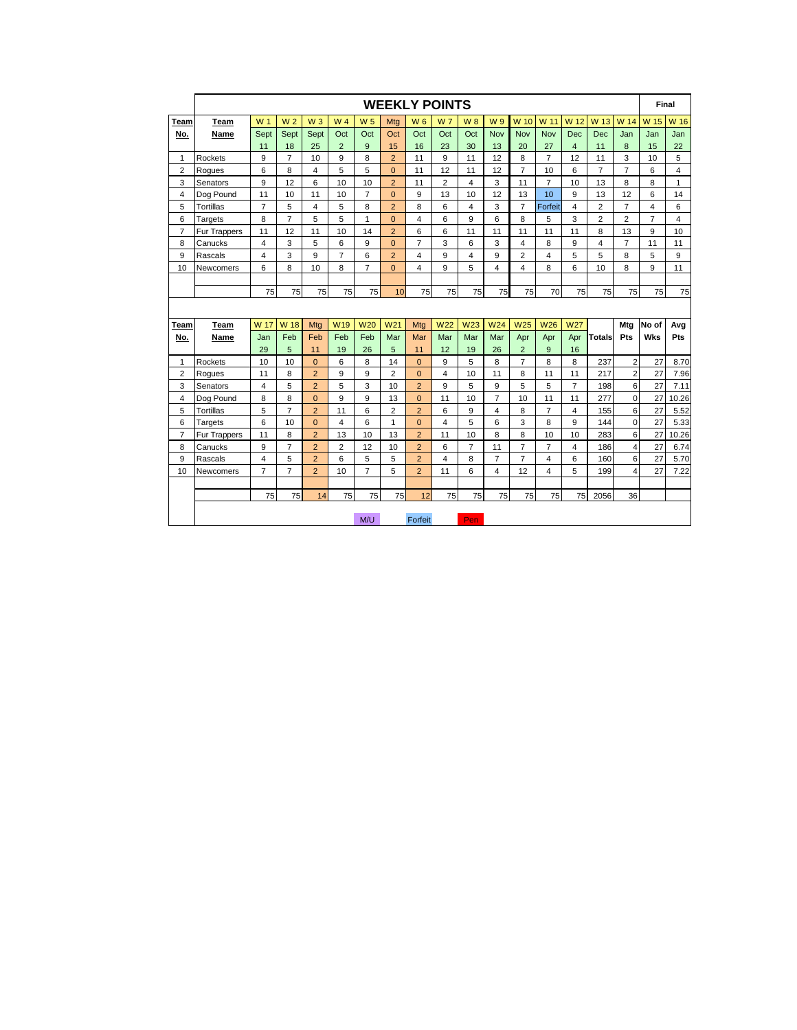# WEEKLY POINTS

| Team No. | Team Name | W 1 Sept 11 | W 2 Sept 18 | W 3 Sept 25 | W 4 Oct 2 | W 5 Oct 9 | Mtg Oct 15 | W 6 Oct 16 | W 7 Oct 23 | W 8 Oct 30 | W 9 Nov 13 | W 10 Nov 20 | W 11 Nov 27 | W 12 Dec 4 | W 13 Dec 11 | W 14 Jan 8 | W 15 Jan 15 | W 16 Jan 22 |
|---|---|---|---|---|---|---|---|---|---|---|---|---|---|---|---|---|---|---|
| 1 | Rockets | 9 | 7 | 10 | 9 | 8 | 2 | 11 | 9 | 11 | 12 | 8 | 7 | 12 | 11 | 3 | 10 | 5 |
| 2 | Rogues | 6 | 8 | 4 | 5 | 5 | 0 | 11 | 12 | 11 | 12 | 7 | 10 | 6 | 7 | 7 | 6 | 4 |
| 3 | Senators | 9 | 12 | 6 | 10 | 10 | 2 | 11 | 2 | 4 | 3 | 11 | 7 | 10 | 13 | 8 | 8 | 1 |
| 4 | Dog Pound | 11 | 10 | 11 | 10 | 7 | 0 | 9 | 13 | 10 | 12 | 13 | 10 | 9 | 13 | 12 | 6 | 14 |
| 5 | Tortillas | 7 | 5 | 4 | 5 | 8 | 2 | 8 | 6 | 4 | 3 | 7 | Forfeit | 4 | 2 | 7 | 4 | 6 |
| 6 | Targets | 8 | 7 | 5 | 5 | 1 | 0 | 4 | 6 | 9 | 6 | 8 | 5 | 3 | 2 | 2 | 7 | 4 |
| 7 | Fur Trappers | 11 | 12 | 11 | 10 | 14 | 2 | 6 | 6 | 11 | 11 | 11 | 11 | 11 | 8 | 13 | 9 | 10 |
| 8 | Canucks | 4 | 3 | 5 | 6 | 9 | 0 | 7 | 3 | 6 | 3 | 4 | 8 | 9 | 4 | 7 | 11 | 11 |
| 9 | Rascals | 4 | 3 | 9 | 7 | 6 | 2 | 4 | 9 | 4 | 9 | 2 | 4 | 5 | 5 | 8 | 5 | 9 |
| 10 | Newcomers | 6 | 8 | 10 | 8 | 7 | 0 | 4 | 9 | 5 | 4 | 4 | 8 | 6 | 10 | 8 | 9 | 11 |
| | | | | | | | | | | | | | | | | | | |
| | | 75 | 75 | 75 | 75 | 75 | 10 | 75 | 75 | 75 | 75 | 75 | 70 | 75 | 75 | 75 | 75 | 75 |

Final

| Team No. | Team Name | W 17 Jan 29 | W 18 Feb 5 | Mtg Feb 11 | W19 Feb 19 | W20 Feb 26 | W21 Mar 5 | Mtg Mar 11 | W22 Mar 12 | W23 Mar 19 | W24 Mar 26 | W25 Apr 2 | W26 Apr 9 | W27 Apr 16 | Totals | Mtg Pts | No of Wks | Avg Pts |
|---|---|---|---|---|---|---|---|---|---|---|---|---|---|---|---|---|---|---|
| 1 | Rockets | 10 | 10 | 0 | 6 | 8 | 14 | 0 | 9 | 5 | 8 | 7 | 8 | 8 | 237 | 2 | 27 | 8.70 |
| 2 | Rogues | 11 | 8 | 2 | 9 | 9 | 2 | 0 | 4 | 10 | 11 | 8 | 11 | 11 | 217 | 2 | 27 | 7.96 |
| 3 | Senators | 4 | 5 | 2 | 5 | 3 | 10 | 2 | 9 | 5 | 9 | 5 | 5 | 7 | 198 | 6 | 27 | 7.11 |
| 4 | Dog Pound | 8 | 8 | 0 | 9 | 9 | 13 | 0 | 11 | 10 | 7 | 10 | 11 | 11 | 277 | 0 | 27 | 10.26 |
| 5 | Tortillas | 5 | 7 | 2 | 11 | 6 | 2 | 2 | 6 | 9 | 4 | 8 | 7 | 4 | 155 | 6 | 27 | 5.52 |
| 6 | Targets | 6 | 10 | 0 | 4 | 6 | 1 | 0 | 4 | 5 | 6 | 3 | 8 | 9 | 144 | 0 | 27 | 5.33 |
| 7 | Fur Trappers | 11 | 8 | 2 | 13 | 10 | 13 | 2 | 11 | 10 | 8 | 8 | 10 | 10 | 283 | 6 | 27 | 10.26 |
| 8 | Canucks | 9 | 7 | 2 | 2 | 12 | 10 | 2 | 6 | 7 | 11 | 7 | 7 | 4 | 186 | 4 | 27 | 6.74 |
| 9 | Rascals | 4 | 5 | 2 | 6 | 5 | 5 | 2 | 4 | 8 | 7 | 7 | 4 | 6 | 160 | 6 | 27 | 5.70 |
| 10 | Newcomers | 7 | 7 | 2 | 10 | 7 | 5 | 2 | 11 | 6 | 4 | 12 | 4 | 5 | 199 | 4 | 27 | 7.22 |
| | | | | | | | | | | | | | | | | | | |
| | | 75 | 75 | 14 | 75 | 75 | 75 | 12 | 75 | 75 | 75 | 75 | 75 | 75 | 2056 | 36 | | |

M/U &nbsp;&nbsp; Forfeit &nbsp;&nbsp; Pen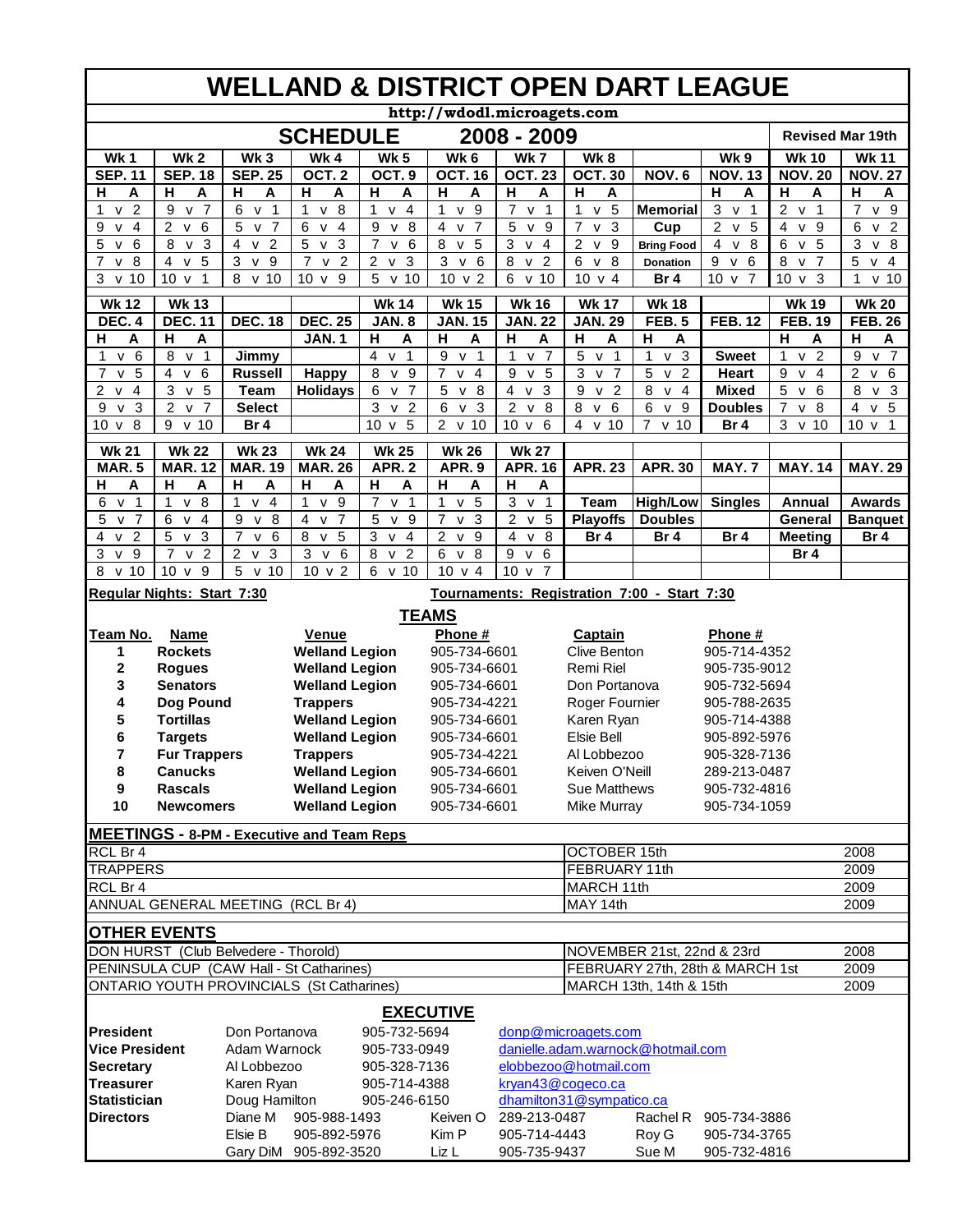# WELLAND & DISTRICT OPEN DART LEAGUE

**http://wdodl.microagets.com**

## SCHEDULE 2008 - 2009

Revised Mar 19th

| Wk 1 | Wk 2 | Wk 3 | Wk 4 | Wk 5 | Wk 6 | Wk 7 | Wk 8 | | Wk 9 | Wk 10 | Wk 11 |
|---|---|---|---|---|---|---|---|---|---|---|---|
| SEP. 11 | SEP. 18 | SEP. 25 | OCT. 2 | OCT. 9 | OCT. 16 | OCT. 23 | OCT. 30 | NOV. 6 | NOV. 13 | NOV. 20 | NOV. 27 |
| H A | H A | H A | H A | H A | H A | H A | H A | | H A | H A | H A |
| 1 v 2 | 9 v 7 | 6 v 1 | 1 v 8 | 1 v 4 | 1 v 9 | 7 v 1 | 1 v 5 | Memorial | 3 v 1 | 2 v 1 | 7 v 9 |
| 9 v 4 | 2 v 6 | 5 v 7 | 6 v 4 | 9 v 8 | 4 v 7 | 5 v 9 | 7 v 3 | Cup | 2 v 5 | 4 v 9 | 6 v 2 |
| 5 v 6 | 8 v 3 | 4 v 2 | 5 v 3 | 7 v 6 | 8 v 5 | 3 v 4 | 2 v 9 | Bring Food | 4 v 8 | 6 v 5 | 3 v 8 |
| 7 v 8 | 4 v 5 | 3 v 9 | 7 v 2 | 2 v 3 | 3 v 6 | 8 v 2 | 6 v 8 | Donation | 9 v 6 | 8 v 7 | 5 v 4 |
| 3 v 10 | 10 v 1 | 8 v 10 | 10 v 9 | 5 v 10 | 10 v 2 | 6 v 10 | 10 v 4 | Br 4 | 10 v 7 | 10 v 3 | 1 v 10 |

| Wk 12 | Wk 13 | | | Wk 14 | Wk 15 | Wk 16 | Wk 17 | Wk 18 | | Wk 19 | Wk 20 |
|---|---|---|---|---|---|---|---|---|---|---|---|
| DEC. 4 | DEC. 11 | DEC. 18 | DEC. 25 | JAN. 8 | JAN. 15 | JAN. 22 | JAN. 29 | FEB. 5 | FEB. 12 | FEB. 19 | FEB. 26 |
| H A | H A | | JAN. 1 | H A | H A | H A | H A | H A | | H A | H A |
| 1 v 6 | 8 v 1 | Jimmy | | 4 v 1 | 9 v 1 | 1 v 7 | 5 v 1 | 1 v 3 | Sweet | 1 v 2 | 9 v 7 |
| 7 v 5 | 4 v 6 | Russell | Happy | 8 v 9 | 7 v 4 | 9 v 5 | 3 v 7 | 5 v 2 | Heart | 9 v 4 | 2 v 6 |
| 2 v 4 | 3 v 5 | Team | Holidays | 6 v 7 | 5 v 8 | 4 v 3 | 9 v 2 | 8 v 4 | Mixed | 5 v 6 | 8 v 3 |
| 9 v 3 | 2 v 7 | Select | | 3 v 2 | 6 v 3 | 2 v 8 | 8 v 6 | 6 v 9 | Doubles | 7 v 8 | 4 v 5 |
| 10 v 8 | 9 v 10 | Br 4 | | 10 v 5 | 2 v 10 | 10 v 6 | 4 v 10 | 7 v 10 | Br 4 | 3 v 10 | 10 v 1 |

| Wk 21 | Wk 22 | Wk 23 | Wk 24 | Wk 25 | Wk 26 | Wk 27 | | | | | |
|---|---|---|---|---|---|---|---|---|---|---|---|
| MAR. 5 | MAR. 12 | MAR. 19 | MAR. 26 | APR. 2 | APR. 9 | APR. 16 | APR. 23 | APR. 30 | MAY. 7 | MAY. 14 | MAY. 29 |
| H A | H A | H A | H A | H A | H A | H A | | | | | |
| 6 v 1 | 1 v 8 | 1 v 4 | 1 v 9 | 7 v 1 | 1 v 5 | 3 v 1 | Team | High/Low | Singles | Annual | Awards |
| 5 v 7 | 6 v 4 | 9 v 8 | 4 v 7 | 5 v 9 | 7 v 3 | 2 v 5 | Playoffs | Doubles | | General | Banquet |
| 4 v 2 | 5 v 3 | 7 v 6 | 8 v 5 | 3 v 4 | 2 v 9 | 4 v 8 | Br 4 | Br 4 | Br 4 | Meeting | Br 4 |
| 3 v 9 | 7 v 2 | 2 v 3 | 3 v 6 | 8 v 2 | 6 v 8 | 9 v 6 | | | | Br 4 | |
| 8 v 10 | 10 v 9 | 5 v 10 | 10 v 2 | 6 v 10 | 10 v 4 | 10 v 7 | | | | | |

**Regular Nights: Start 7:30** **Tournaments: Registration 7:00 - Start 7:30**

## TEAMS

| Team No. | Name | Venue | Phone # | Captain | Phone # |
|---|---|---|---|---|---|
| 1 | Rockets | Welland Legion | 905-734-6601 | Clive Benton | 905-714-4352 |
| 2 | Rogues | Welland Legion | 905-734-6601 | Remi Riel | 905-735-9012 |
| 3 | Senators | Welland Legion | 905-734-6601 | Don Portanova | 905-732-5694 |
| 4 | Dog Pound | Trappers | 905-734-4221 | Roger Fournier | 905-788-2635 |
| 5 | Tortillas | Welland Legion | 905-734-6601 | Karen Ryan | 905-714-4388 |
| 6 | Targets | Welland Legion | 905-734-6601 | Elsie Bell | 905-892-5976 |
| 7 | Fur Trappers | Trappers | 905-734-4221 | Al Lobbezoo | 905-328-7136 |
| 8 | Canucks | Welland Legion | 905-734-6601 | Keiven O'Neill | 289-213-0487 |
| 9 | Rascals | Welland Legion | 905-734-6601 | Sue Matthews | 905-732-4816 |
| 10 | Newcomers | Welland Legion | 905-734-6601 | Mike Murray | 905-734-1059 |

## MEETINGS - 8-PM - Executive and Team Reps

| | | |
|---|---|---|
| RCL Br 4 | OCTOBER 15th | 2008 |
| TRAPPERS | FEBRUARY 11th | 2009 |
| RCL Br 4 | MARCH 11th | 2009 |
| ANNUAL GENERAL MEETING (RCL Br 4) | MAY 14th | 2009 |

## OTHER EVENTS

| | | |
|---|---|---|
| DON HURST (Club Belvedere - Thorold) | NOVEMBER 21st, 22nd & 23rd | 2008 |
| PENINSULA CUP (CAW Hall - St Catharines) | FEBRUARY 27th, 28th & MARCH 1st | 2009 |
| ONTARIO YOUTH PROVINCIALS (St Catharines) | MARCH 13th, 14th & 15th | 2009 |

## EXECUTIVE

| | | | |
|---|---|---|---|
| **President** | Don Portanova | 905-732-5694 | donp@microagets.com |
| **Vice President** | Adam Warnock | 905-733-0949 | danielle.adam.warnock@hotmail.com |
| **Secretary** | Al Lobbezoo | 905-328-7136 | elobbezoo@hotmail.com |
| **Treasurer** | Karen Ryan | 905-714-4388 | kryan43@cogeco.ca |
| **Statistician** | Doug Hamilton | 905-246-6150 | dhamilton31@sympatico.ca |

| | | | | | | |
|---|---|---|---|---|---|---|
| **Directors** | Diane M 905-988-1493 | Keiven O | 289-213-0487 | Rachel R | 905-734-3886 |
| | Elsie B 905-892-5976 | Kim P | 905-714-4443 | Roy G | 905-734-3765 |
| | Gary DiM 905-892-3520 | Liz L | 905-735-9437 | Sue M | 905-732-4816 |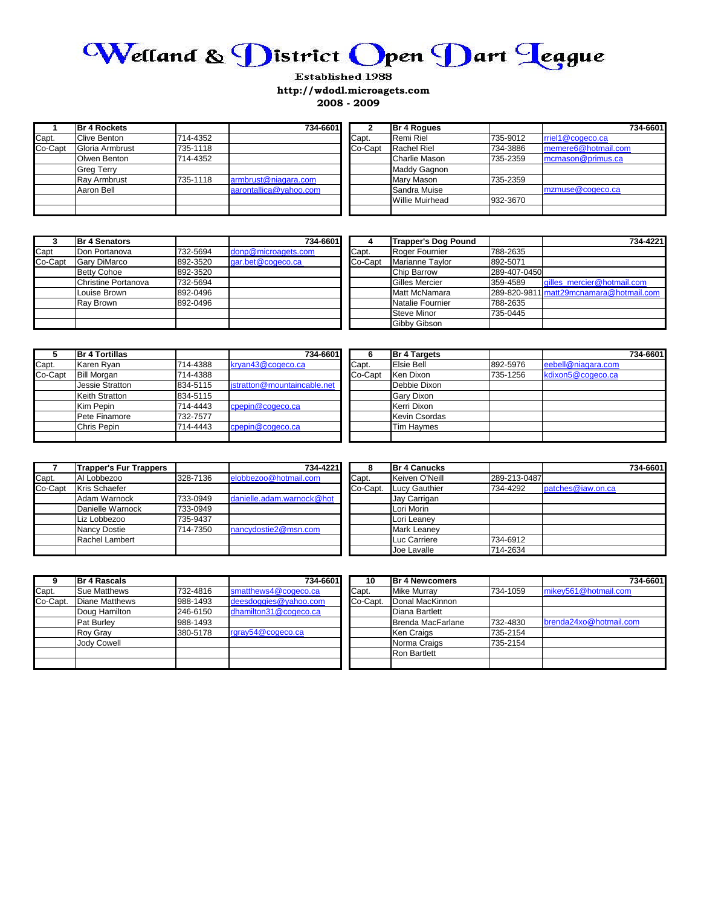# Welland & District Open Dart League

Established 1988

http://wdodl.microagets.com

2008 - 2009

| 1 | Br 4 Rockets | | 734-6601 |
|---|---|---|---|
| Capt. | Clive Benton | 714-4352 | |
| Co-Capt | Gloria Armbrust | 735-1118 | |
| | Olwen Benton | 714-4352 | |
| | Greg Terry | | |
| | Ray Armbrust | 735-1118 | armbrust@niagara.com |
| | Aaron Bell | | aarontallica@yahoo.com |

| 2 | Br 4 Rogues | | 734-6601 |
|---|---|---|---|
| Capt. | Remi Riel | 735-9012 | rriel1@cogeco.ca |
| Co-Capt | Rachel Riel | 734-3886 | memere6@hotmail.com |
| | Charlie Mason | 735-2359 | mcmason@primus.ca |
| | Maddy Gagnon | | |
| | Mary Mason | 735-2359 | |
| | Sandra Muise | | mzmuse@cogeco.ca |
| | Willie Muirhead | 932-3670 | |

| 3 | Br 4 Senators | | 734-6601 |
|---|---|---|---|
| Capt | Don Portanova | 732-5694 | donp@microagets.com |
| Co-Capt | Gary DiMarco | 892-3520 | gar.bet@cogeco.ca |
| | Betty Cohoe | 892-3520 | |
| | Christine Portanova | 732-5694 | |
| | Louise Brown | 892-0496 | |
| | Ray Brown | 892-0496 | |

| 4 | Trapper's Dog Pound | | 734-4221 |
|---|---|---|---|
| Capt. | Roger Fournier | 788-2635 | |
| Co-Capt | Marianne Taylor | 892-5071 | |
| | Chip Barrow | 289-407-0450 | |
| | Gilles Mercier | 359-4589 | gilles_mercier@hotmail.com |
| | Matt McNamara | 289-820-9811 | matt29mcnamara@hotmail.com |
| | Natalie Fournier | 788-2635 | |
| | Steve Minor | 735-0445 | |
| | Gibby Gibson | | |

| 5 | Br 4 Tortillas | | 734-6601 |
|---|---|---|---|
| Capt. | Karen Ryan | 714-4388 | kryan43@cogeco.ca |
| Co-Capt | Bill Morgan | 714-4388 | |
| | Jessie Stratton | 834-5115 | jstratton@mountaincable.net |
| | Keith Stratton | 834-5115 | |
| | Kim Pepin | 714-4443 | cpepin@cogeco.ca |
| | Pete Finamore | 732-7577 | |
| | Chris Pepin | 714-4443 | cpepin@cogeco.ca |

| 6 | Br 4 Targets | | 734-6601 |
|---|---|---|---|
| Capt. | Elsie Bell | 892-5976 | eebell@niagara.com |
| Co-Capt | Ken Dixon | 735-1256 | kdixon5@cogeco.ca |
| | Debbie Dixon | | |
| | Gary Dixon | | |
| | Kerri Dixon | | |
| | Kevin Csordas | | |
| | Tim Haymes | | |

| 7 | Trapper's Fur Trappers | | 734-4221 |
|---|---|---|---|
| Capt. | Al Lobbezoo | 328-7136 | elobbezoo@hotmail.com |
| Co-Capt | Kris Schaefer | | |
| | Adam Warnock | 733-0949 | danielle.adam.warnock@hot |
| | Danielle Warnock | 733-0949 | |
| | Liz Lobbezoo | 735-9437 | |
| | Nancy Dostie | 714-7350 | nancydostie2@msn.com |
| | Rachel Lambert | | |

| 8 | Br 4 Canucks | | 734-6601 |
|---|---|---|---|
| Capt. | Keiven O'Neill | 289-213-0487 | |
| Co-Capt. | Lucy Gauthier | 734-4292 | patches@iaw.on.ca |
| | Jay Carrigan | | |
| | Lori Morin | | |
| | Lori Leaney | | |
| | Mark Leaney | | |
| | Luc Carriere | 734-6912 | |
| | Joe Lavalle | 714-2634 | |

| 9 | Br 4 Rascals | | 734-6601 |
|---|---|---|---|
| Capt. | Sue Matthews | 732-4816 | smatthews4@cogeco.ca |
| Co-Capt. | Diane Matthews | 988-1493 | deesdoggies@yahoo.com |
| | Doug Hamilton | 246-6150 | dhamilton31@cogeco.ca |
| | Pat Burley | 988-1493 | |
| | Roy Gray | 380-5178 | rgray54@cogeco.ca |
| | Jody Cowell | | |

| 10 | Br 4 Newcomers | | 734-6601 |
|---|---|---|---|
| Capt. | Mike Murray | 734-1059 | mikey561@hotmail.com |
| Co-Capt. | Donal MacKinnon | | |
| | Diana Bartlett | | |
| | Brenda MacFarlane | 732-4830 | brenda24xo@hotmail.com |
| | Ken Craigs | 735-2154 | |
| | Norma Craigs | 735-2154 | |
| | Ron Bartlett | | |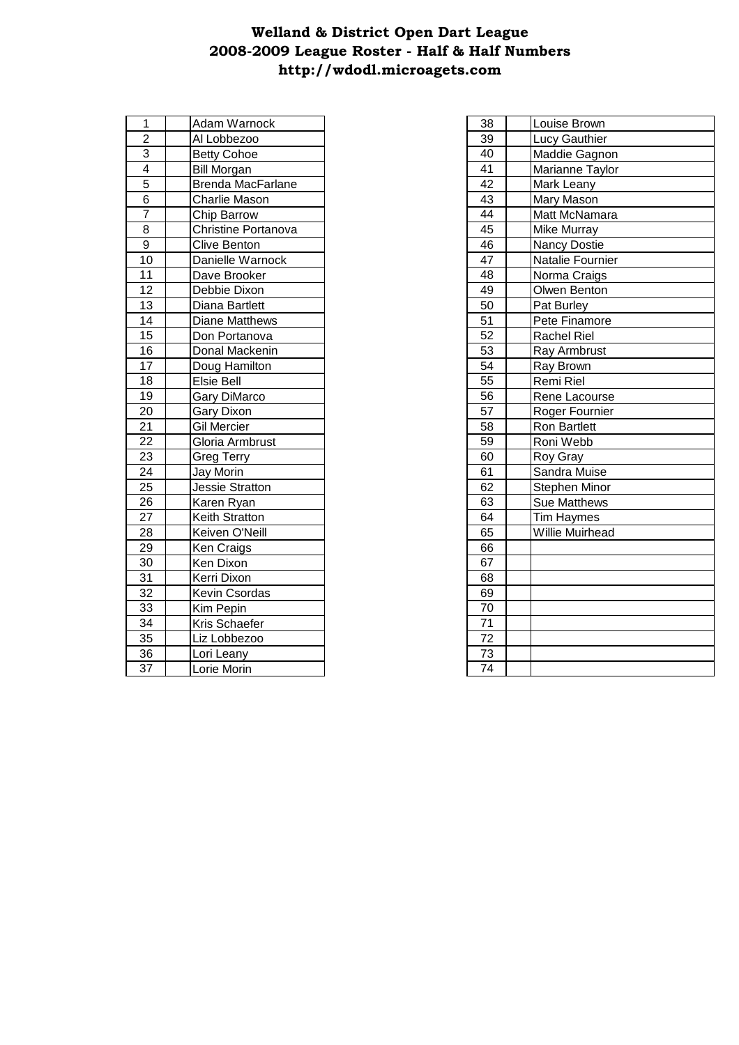# Welland & District Open Dart League
## 2008-2009 League Roster - Half & Half Numbers
### http://wdodl.microagets.com

| # | | Name |
|---|---|---|
| 1 | | Adam Warnock |
| 2 | | Al Lobbezoo |
| 3 | | Betty Cohoe |
| 4 | | Bill Morgan |
| 5 | | Brenda MacFarlane |
| 6 | | Charlie Mason |
| 7 | | Chip Barrow |
| 8 | | Christine Portanova |
| 9 | | Clive Benton |
| 10 | | Danielle Warnock |
| 11 | | Dave Brooker |
| 12 | | Debbie Dixon |
| 13 | | Diana Bartlett |
| 14 | | Diane Matthews |
| 15 | | Don Portanova |
| 16 | | Donal Mackenin |
| 17 | | Doug Hamilton |
| 18 | | Elsie Bell |
| 19 | | Gary DiMarco |
| 20 | | Gary Dixon |
| 21 | | Gil Mercier |
| 22 | | Gloria Armbrust |
| 23 | | Greg Terry |
| 24 | | Jay Morin |
| 25 | | Jessie Stratton |
| 26 | | Karen Ryan |
| 27 | | Keith Stratton |
| 28 | | Keiven O'Neill |
| 29 | | Ken Craigs |
| 30 | | Ken Dixon |
| 31 | | Kerri Dixon |
| 32 | | Kevin Csordas |
| 33 | | Kim Pepin |
| 34 | | Kris Schaefer |
| 35 | | Liz Lobbezoo |
| 36 | | Lori Leany |
| 37 | | Lorie Morin |
| 38 | | Louise Brown |
| 39 | | Lucy Gauthier |
| 40 | | Maddie Gagnon |
| 41 | | Marianne Taylor |
| 42 | | Mark Leany |
| 43 | | Mary Mason |
| 44 | | Matt McNamara |
| 45 | | Mike Murray |
| 46 | | Nancy Dostie |
| 47 | | Natalie Fournier |
| 48 | | Norma Craigs |
| 49 | | Olwen Benton |
| 50 | | Pat Burley |
| 51 | | Pete Finamore |
| 52 | | Rachel Riel |
| 53 | | Ray Armbrust |
| 54 | | Ray Brown |
| 55 | | Remi Riel |
| 56 | | Rene Lacourse |
| 57 | | Roger Fournier |
| 58 | | Ron Bartlett |
| 59 | | Roni Webb |
| 60 | | Roy Gray |
| 61 | | Sandra Muise |
| 62 | | Stephen Minor |
| 63 | | Sue Matthews |
| 64 | | Tim Haymes |
| 65 | | Willie Muirhead |
| 66 | | |
| 67 | | |
| 68 | | |
| 69 | | |
| 70 | | |
| 71 | | |
| 72 | | |
| 73 | | |
| 74 | | |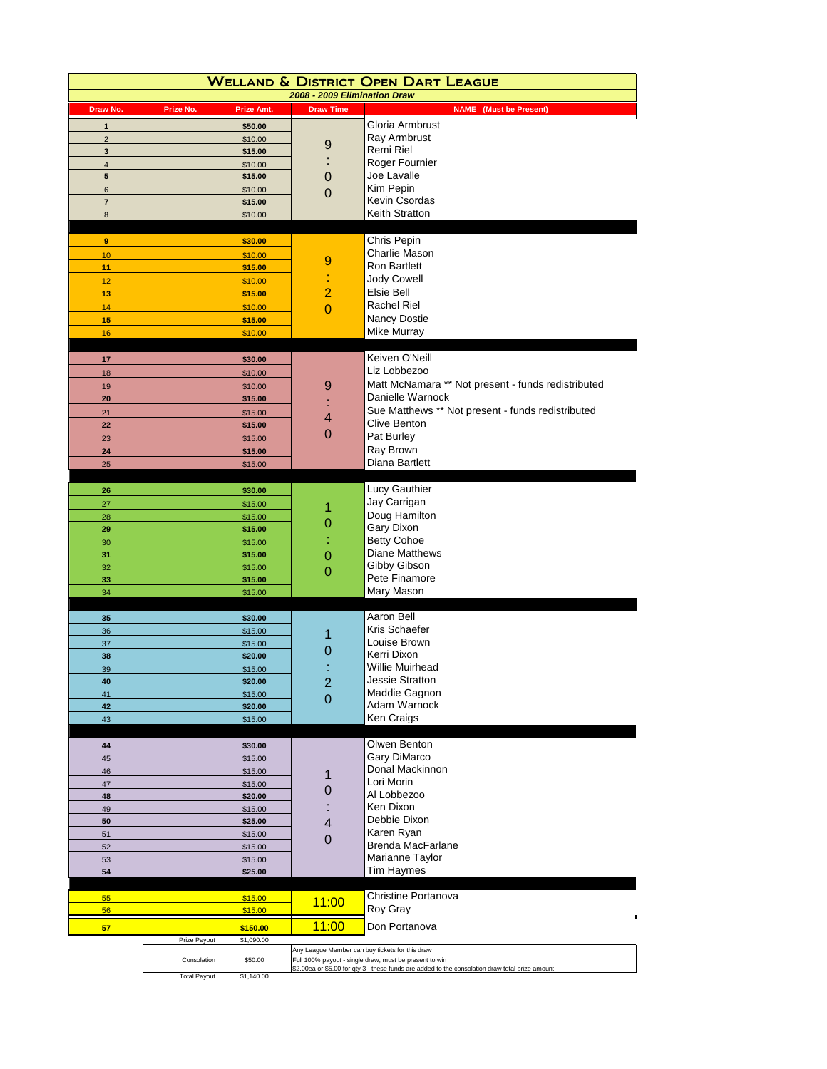# Welland & District Open Dart League

*2008 - 2009 Elimination Draw*

| Draw No. | Prize No. | Prize Amt. | Draw Time | NAME (Must be Present) |
|---|---|---|---|---|
| 1 | | $50.00 | 9:00 | Gloria Armbrust |
| 2 | | $10.00 | | Ray Armbrust |
| 3 | | $15.00 | | Remi Riel |
| 4 | | $10.00 | | Roger Fournier |
| 5 | | $15.00 | | Joe Lavalle |
| 6 | | $10.00 | | Kim Pepin |
| 7 | | $15.00 | | Kevin Csordas |
| 8 | | $10.00 | | Keith Stratton |
| 9 | | $30.00 | 9:20 | Chris Pepin |
| 10 | | $10.00 | | Charlie Mason |
| 11 | | $15.00 | | Ron Bartlett |
| 12 | | $10.00 | | Jody Cowell |
| 13 | | $15.00 | | Elsie Bell |
| 14 | | $10.00 | | Rachel Riel |
| 15 | | $15.00 | | Nancy Dostie |
| 16 | | $10.00 | | Mike Murray |
| 17 | | $30.00 | 9:40 | Keiven O'Neill |
| 18 | | $10.00 | | Liz Lobbezoo |
| 19 | | $10.00 | | Matt McNamara ** Not present - funds redistributed |
| 20 | | $15.00 | | Danielle Warnock |
| 21 | | $15.00 | | Sue Matthews ** Not present - funds redistributed |
| 22 | | $15.00 | | Clive Benton |
| 23 | | $15.00 | | Pat Burley |
| 24 | | $15.00 | | Ray Brown |
| 25 | | $15.00 | | Diana Bartlett |
| 26 | | $30.00 | 10:00 | Lucy Gauthier |
| 27 | | $15.00 | | Jay Carrigan |
| 28 | | $15.00 | | Doug Hamilton |
| 29 | | $15.00 | | Gary Dixon |
| 30 | | $15.00 | | Betty Cohoe |
| 31 | | $15.00 | | Diane Matthews |
| 32 | | $15.00 | | Gibby Gibson |
| 33 | | $15.00 | | Pete Finamore |
| 34 | | $15.00 | | Mary Mason |
| 35 | | $30.00 | 10:20 | Aaron Bell |
| 36 | | $15.00 | | Kris Schaefer |
| 37 | | $15.00 | | Louise Brown |
| 38 | | $20.00 | | Kerri Dixon |
| 39 | | $15.00 | | Willie Muirhead |
| 40 | | $20.00 | | Jessie Stratton |
| 41 | | $15.00 | | Maddie Gagnon |
| 42 | | $20.00 | | Adam Warnock |
| 43 | | $15.00 | | Ken Craigs |
| 44 | | $30.00 | 10:40 | Olwen Benton |
| 45 | | $15.00 | | Gary DiMarco |
| 46 | | $15.00 | | Donal Mackinnon |
| 47 | | $15.00 | | Lori Morin |
| 48 | | $20.00 | | Al Lobbezoo |
| 49 | | $15.00 | | Ken Dixon |
| 50 | | $25.00 | | Debbie Dixon |
| 51 | | $15.00 | | Karen Ryan |
| 52 | | $15.00 | | Brenda MacFarlane |
| 53 | | $15.00 | | Marianne Taylor |
| 54 | | $25.00 | | Tim Haymes |
| 55 | | $15.00 | 11:00 | Christine Portanova |
| 56 | | $15.00 | | Roy Gray |
| 57 | | $150.00 | 11:00 | Don Portanova |

| | | |
|---|---|---|
| Prize Payout | $1,090.00 | |
| Consolation | $50.00 | Any League Member can buy tickets for this draw<br>Full 100% payout - single draw, must be present to win<br>$2.00ea or $5.00 for qty 3 - these funds are added to the consolation draw total prize amount |
| Total Payout | $1,140.00 | |